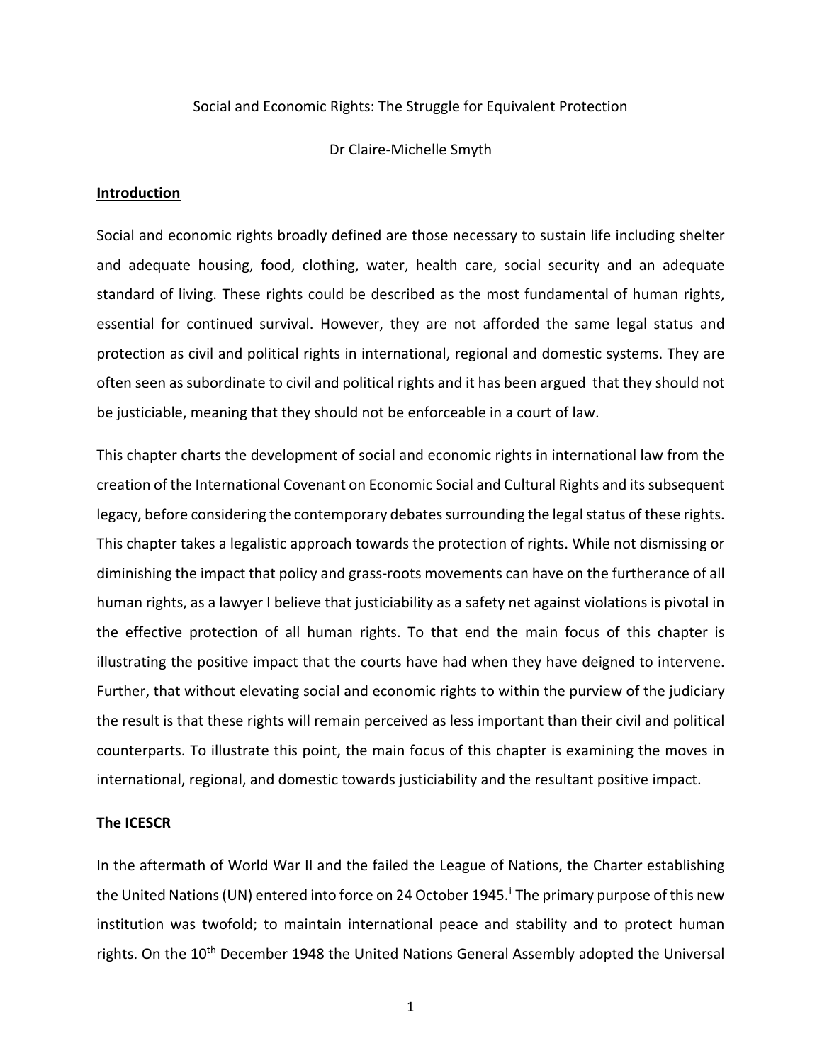Social and Economic Rights: The Struggle for Equivalent Protection

Dr Claire-Michelle Smyth

## Introduction

Social and economic rights broadly defined are those necessary to sustain life including shelter and adequate housing, food, clothing, water, health care, social security and an adequate standard of living. These rights could be described as the most fundamental of human rights, essential for continued survival. However, they are not afforded the same legal status and protection as civil and political rights in international, regional and domestic systems. They are often seen as subordinate to civil and political rights and it has been argued that they should not be justiciable, meaning that they should not be enforceable in a court of law.

This chapter charts the development of social and economic rights in international law from the creation of the International Covenant on Economic Social and Cultural Rights and its subsequent legacy, before considering the contemporary debates surrounding the legal status of these rights. This chapter takes a legalistic approach towards the protection of rights. While not dismissing or diminishing the impact that policy and grass-roots movements can have on the furtherance of all human rights, as a lawyer I believe that justiciability as a safety net against violations is pivotal in the effective protection of all human rights. To that end the main focus of this chapter is illustrating the positive impact that the courts have had when they have deigned to intervene. Further, that without elevating social and economic rights to within the purview of the judiciary the result is that these rights will remain perceived as less important than their civil and political counterparts. To illustrate this point, the main focus of this chapter is examining the moves in international, regional, and domestic towards justiciability and the resultant positive impact.

## The ICESCR

In the aftermath of World War II and the failed the League of Nations, the Charter establishing the United Nations (UN) entered into force on 24 October 1945.[i] The primary purpose of this new institution was twofold; to maintain international peace and stability and to protect human rights. On the 10th December 1948 the United Nations General Assembly adopted the Universal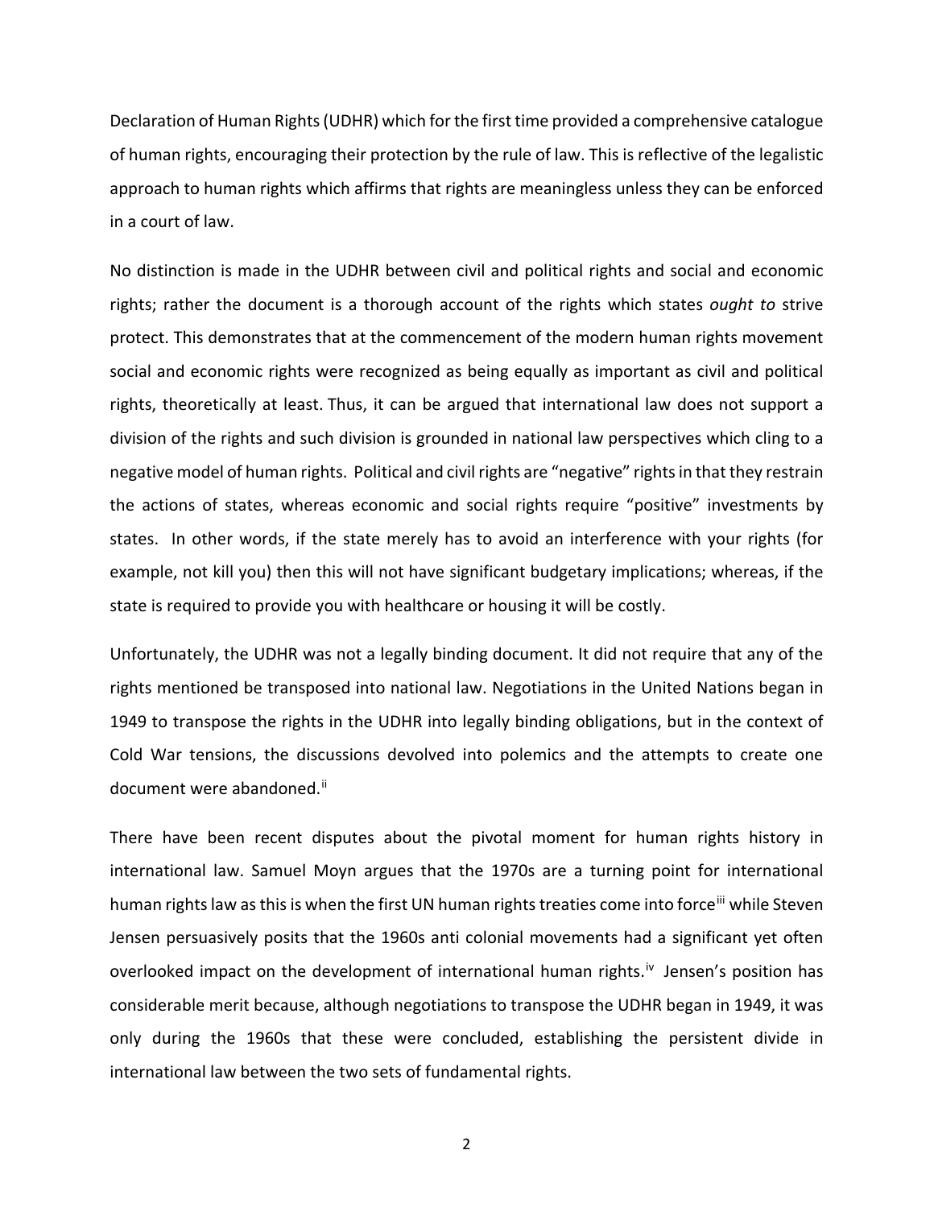Declaration of Human Rights (UDHR) which for the first time provided a comprehensive catalogue of human rights, encouraging their protection by the rule of law. This is reflective of the legalistic approach to human rights which affirms that rights are meaningless unless they can be enforced in a court of law.

No distinction is made in the UDHR between civil and political rights and social and economic rights; rather the document is a thorough account of the rights which states *ought to* strive protect. This demonstrates that at the commencement of the modern human rights movement social and economic rights were recognized as being equally as important as civil and political rights, theoretically at least. Thus, it can be argued that international law does not support a division of the rights and such division is grounded in national law perspectives which cling to a negative model of human rights. Political and civil rights are "negative" rights in that they restrain the actions of states, whereas economic and social rights require "positive" investments by states. In other words, if the state merely has to avoid an interference with your rights (for example, not kill you) then this will not have significant budgetary implications; whereas, if the state is required to provide you with healthcare or housing it will be costly.

Unfortunately, the UDHR was not a legally binding document. It did not require that any of the rights mentioned be transposed into national law. Negotiations in the United Nations began in 1949 to transpose the rights in the UDHR into legally binding obligations, but in the context of Cold War tensions, the discussions devolved into polemics and the attempts to create one document were abandoned.[ii]

There have been recent disputes about the pivotal moment for human rights history in international law. Samuel Moyn argues that the 1970s are a turning point for international human rights law as this is when the first UN human rights treaties come into force[iii] while Steven Jensen persuasively posits that the 1960s anti colonial movements had a significant yet often overlooked impact on the development of international human rights.[iv] Jensen's position has considerable merit because, although negotiations to transpose the UDHR began in 1949, it was only during the 1960s that these were concluded, establishing the persistent divide in international law between the two sets of fundamental rights.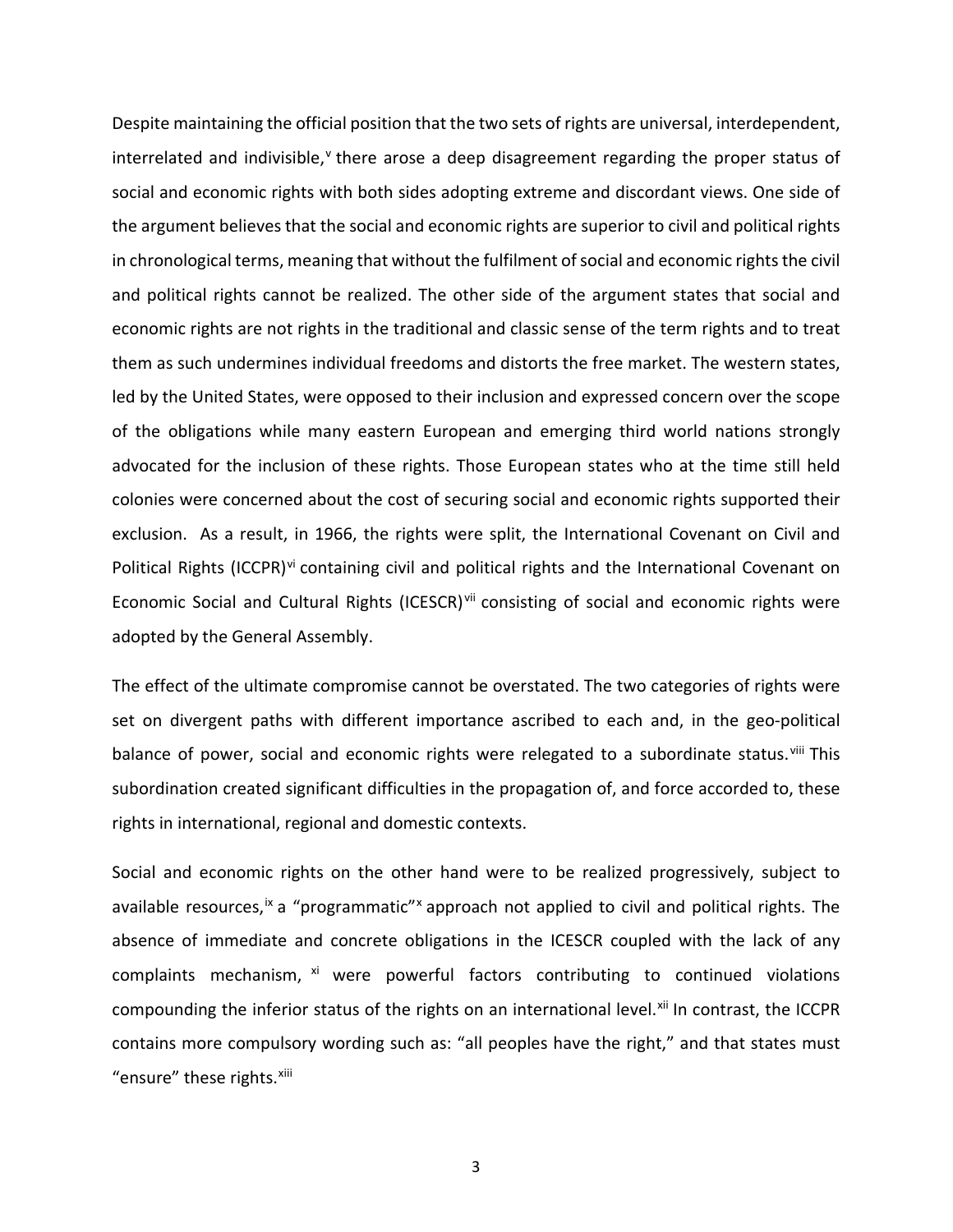Despite maintaining the official position that the two sets of rights are universal, interdependent, interrelated and indivisible,[v] there arose a deep disagreement regarding the proper status of social and economic rights with both sides adopting extreme and discordant views. One side of the argument believes that the social and economic rights are superior to civil and political rights in chronological terms, meaning that without the fulfilment of social and economic rights the civil and political rights cannot be realized. The other side of the argument states that social and economic rights are not rights in the traditional and classic sense of the term rights and to treat them as such undermines individual freedoms and distorts the free market. The western states, led by the United States, were opposed to their inclusion and expressed concern over the scope of the obligations while many eastern European and emerging third world nations strongly advocated for the inclusion of these rights. Those European states who at the time still held colonies were concerned about the cost of securing social and economic rights supported their exclusion. As a result, in 1966, the rights were split, the International Covenant on Civil and Political Rights (ICCPR)[vi] containing civil and political rights and the International Covenant on Economic Social and Cultural Rights (ICESCR)[vii] consisting of social and economic rights were adopted by the General Assembly.

The effect of the ultimate compromise cannot be overstated. The two categories of rights were set on divergent paths with different importance ascribed to each and, in the geo-political balance of power, social and economic rights were relegated to a subordinate status.[viii] This subordination created significant difficulties in the propagation of, and force accorded to, these rights in international, regional and domestic contexts.

Social and economic rights on the other hand were to be realized progressively, subject to available resources,[ix] a "programmatic"[x] approach not applied to civil and political rights. The absence of immediate and concrete obligations in the ICESCR coupled with the lack of any complaints mechanism,[xi] were powerful factors contributing to continued violations compounding the inferior status of the rights on an international level.[xii] In contrast, the ICCPR contains more compulsory wording such as: "all peoples have the right," and that states must "ensure" these rights.[xiii]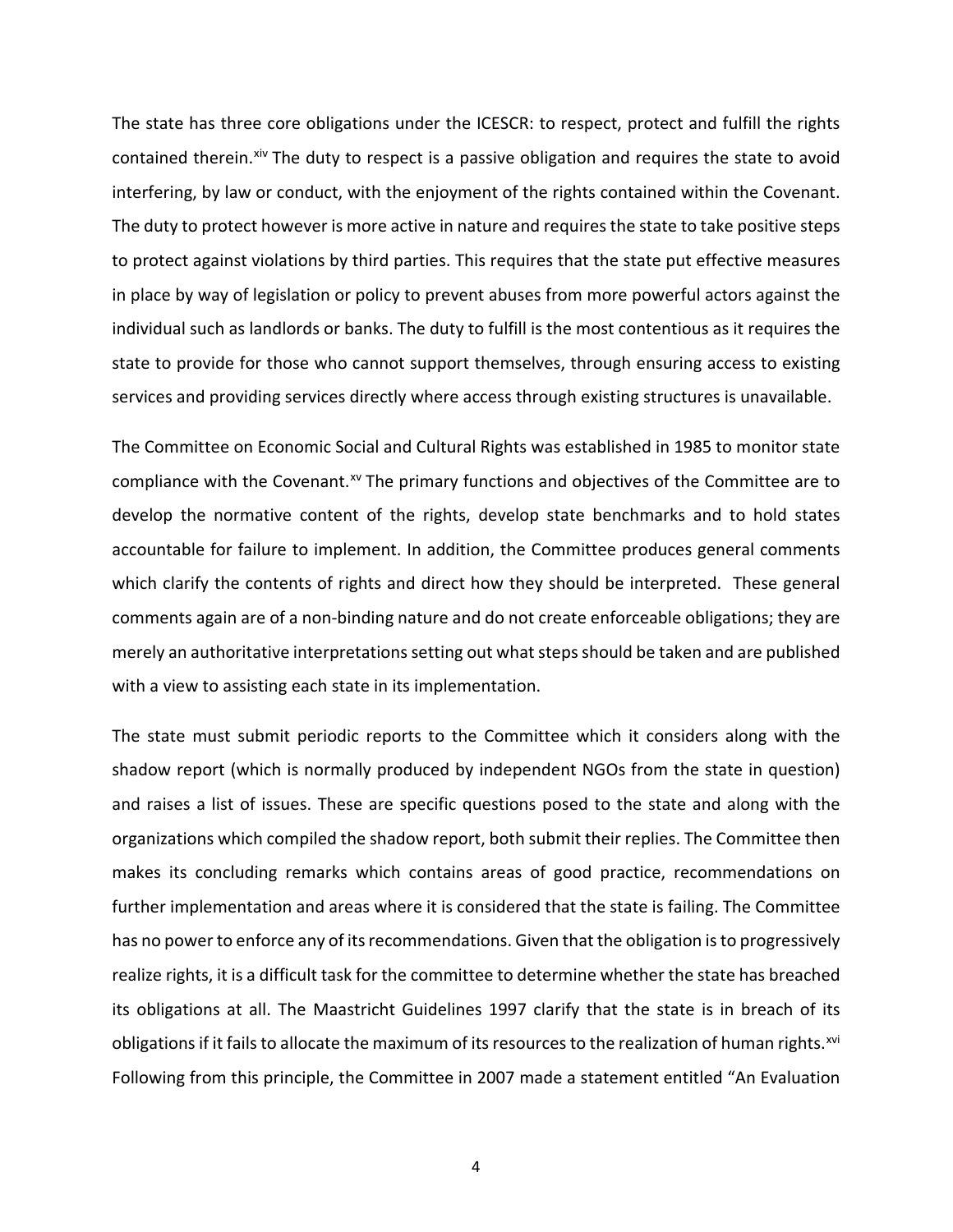The state has three core obligations under the ICESCR: to respect, protect and fulfill the rights contained therein.[xiv] The duty to respect is a passive obligation and requires the state to avoid interfering, by law or conduct, with the enjoyment of the rights contained within the Covenant. The duty to protect however is more active in nature and requires the state to take positive steps to protect against violations by third parties. This requires that the state put effective measures in place by way of legislation or policy to prevent abuses from more powerful actors against the individual such as landlords or banks. The duty to fulfill is the most contentious as it requires the state to provide for those who cannot support themselves, through ensuring access to existing services and providing services directly where access through existing structures is unavailable.

The Committee on Economic Social and Cultural Rights was established in 1985 to monitor state compliance with the Covenant.[xv] The primary functions and objectives of the Committee are to develop the normative content of the rights, develop state benchmarks and to hold states accountable for failure to implement. In addition, the Committee produces general comments which clarify the contents of rights and direct how they should be interpreted. These general comments again are of a non-binding nature and do not create enforceable obligations; they are merely an authoritative interpretations setting out what steps should be taken and are published with a view to assisting each state in its implementation.

The state must submit periodic reports to the Committee which it considers along with the shadow report (which is normally produced by independent NGOs from the state in question) and raises a list of issues. These are specific questions posed to the state and along with the organizations which compiled the shadow report, both submit their replies. The Committee then makes its concluding remarks which contains areas of good practice, recommendations on further implementation and areas where it is considered that the state is failing. The Committee has no power to enforce any of its recommendations. Given that the obligation is to progressively realize rights, it is a difficult task for the committee to determine whether the state has breached its obligations at all. The Maastricht Guidelines 1997 clarify that the state is in breach of its obligations if it fails to allocate the maximum of its resources to the realization of human rights.[xvi] Following from this principle, the Committee in 2007 made a statement entitled "An Evaluation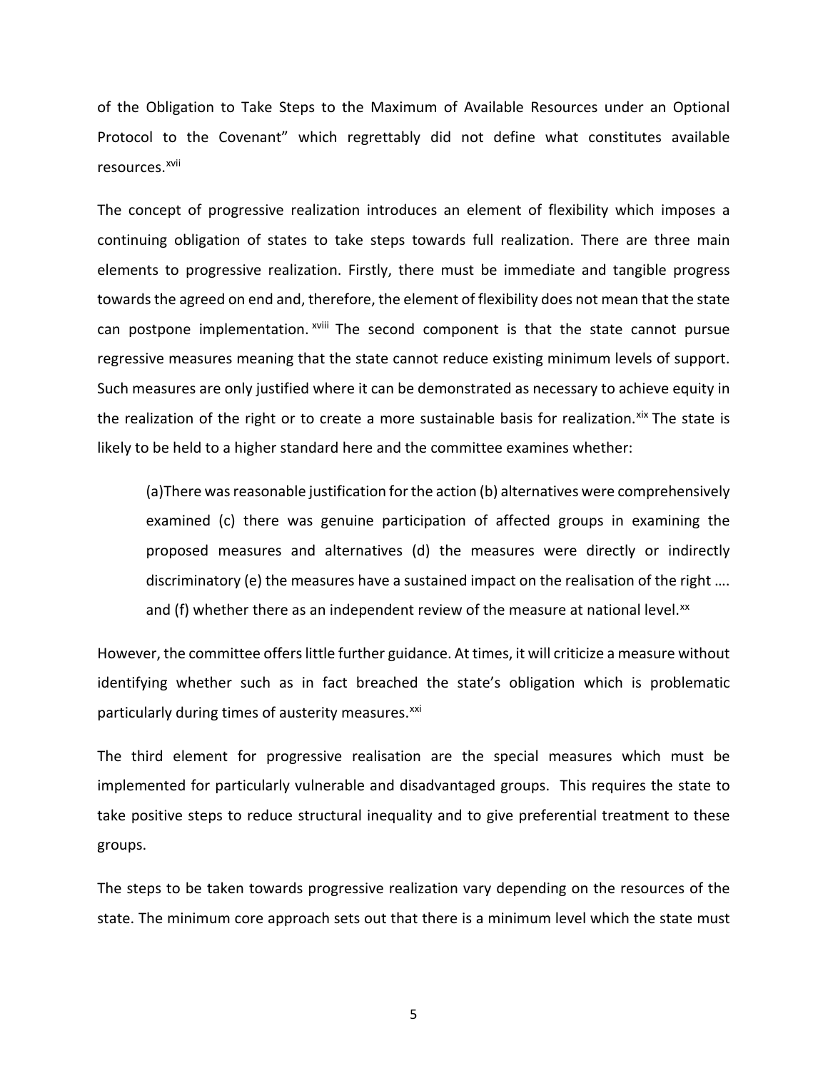of the Obligation to Take Steps to the Maximum of Available Resources under an Optional Protocol to the Covenant" which regrettably did not define what constitutes available resources.[xvii]

The concept of progressive realization introduces an element of flexibility which imposes a continuing obligation of states to take steps towards full realization. There are three main elements to progressive realization. Firstly, there must be immediate and tangible progress towards the agreed on end and, therefore, the element of flexibility does not mean that the state can postpone implementation.[xviii] The second component is that the state cannot pursue regressive measures meaning that the state cannot reduce existing minimum levels of support. Such measures are only justified where it can be demonstrated as necessary to achieve equity in the realization of the right or to create a more sustainable basis for realization.[xix] The state is likely to be held to a higher standard here and the committee examines whether:

> (a)There was reasonable justification for the action (b) alternatives were comprehensively examined (c) there was genuine participation of affected groups in examining the proposed measures and alternatives (d) the measures were directly or indirectly discriminatory (e) the measures have a sustained impact on the realisation of the right …. and (f) whether there as an independent review of the measure at national level.[xx]

However, the committee offers little further guidance. At times, it will criticize a measure without identifying whether such as in fact breached the state's obligation which is problematic particularly during times of austerity measures.[xxi]

The third element for progressive realisation are the special measures which must be implemented for particularly vulnerable and disadvantaged groups. This requires the state to take positive steps to reduce structural inequality and to give preferential treatment to these groups.

The steps to be taken towards progressive realization vary depending on the resources of the state. The minimum core approach sets out that there is a minimum level which the state must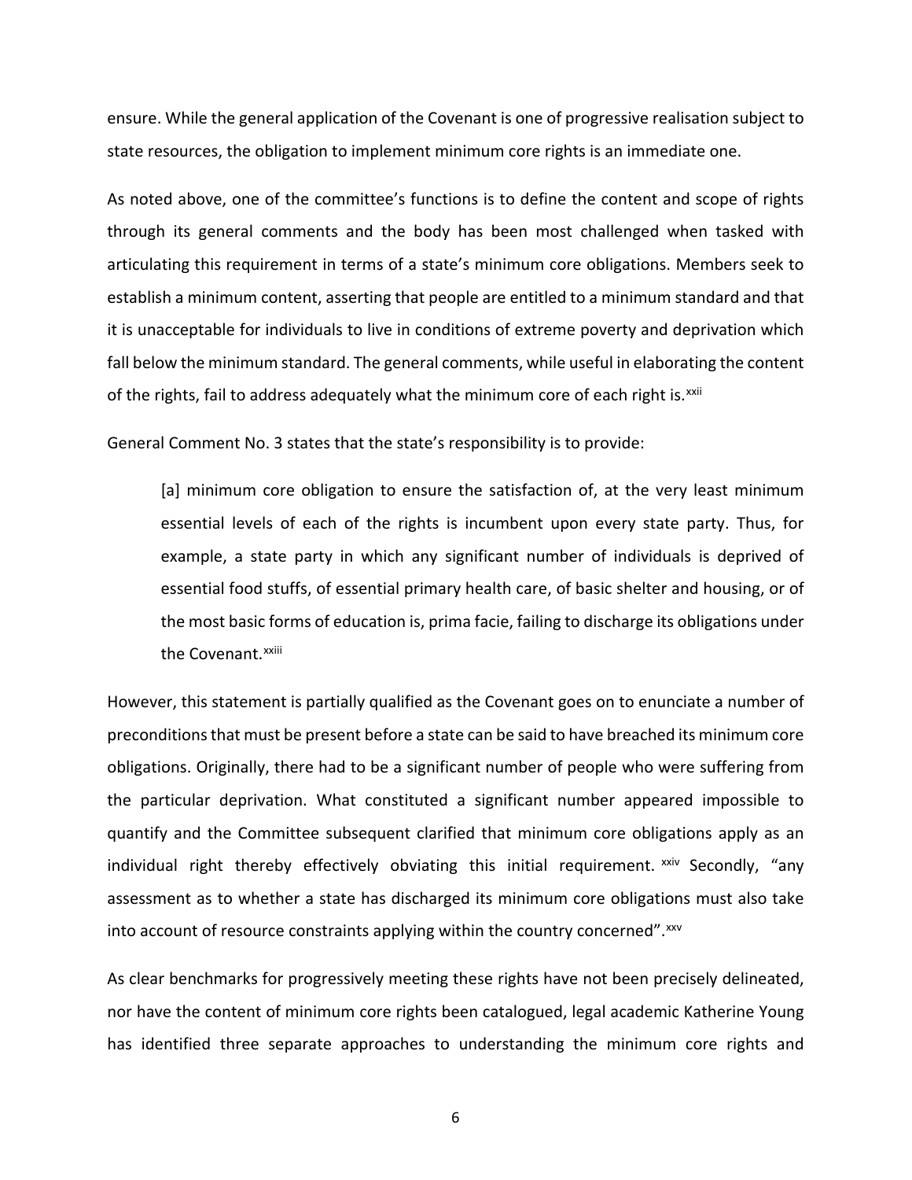ensure. While the general application of the Covenant is one of progressive realisation subject to state resources, the obligation to implement minimum core rights is an immediate one.

As noted above, one of the committee's functions is to define the content and scope of rights through its general comments and the body has been most challenged when tasked with articulating this requirement in terms of a state's minimum core obligations. Members seek to establish a minimum content, asserting that people are entitled to a minimum standard and that it is unacceptable for individuals to live in conditions of extreme poverty and deprivation which fall below the minimum standard. The general comments, while useful in elaborating the content of the rights, fail to address adequately what the minimum core of each right is.[xxii]

General Comment No. 3 states that the state's responsibility is to provide:

> [a] minimum core obligation to ensure the satisfaction of, at the very least minimum essential levels of each of the rights is incumbent upon every state party. Thus, for example, a state party in which any significant number of individuals is deprived of essential food stuffs, of essential primary health care, of basic shelter and housing, or of the most basic forms of education is, prima facie, failing to discharge its obligations under the Covenant.[xxiii]

However, this statement is partially qualified as the Covenant goes on to enunciate a number of preconditions that must be present before a state can be said to have breached its minimum core obligations. Originally, there had to be a significant number of people who were suffering from the particular deprivation. What constituted a significant number appeared impossible to quantify and the Committee subsequent clarified that minimum core obligations apply as an individual right thereby effectively obviating this initial requirement.[xxiv] Secondly, "any assessment as to whether a state has discharged its minimum core obligations must also take into account of resource constraints applying within the country concerned".[xxv]

As clear benchmarks for progressively meeting these rights have not been precisely delineated, nor have the content of minimum core rights been catalogued, legal academic Katherine Young has identified three separate approaches to understanding the minimum core rights and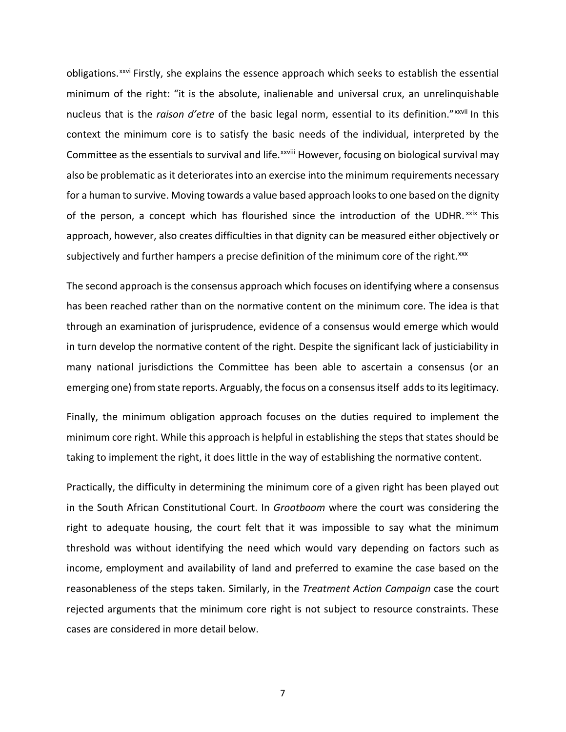obligations.[xxvi] Firstly, she explains the essence approach which seeks to establish the essential minimum of the right: "it is the absolute, inalienable and universal crux, an unrelinquishable nucleus that is the *raison d'etre* of the basic legal norm, essential to its definition."[xxvii] In this context the minimum core is to satisfy the basic needs of the individual, interpreted by the Committee as the essentials to survival and life.[xxviii] However, focusing on biological survival may also be problematic as it deteriorates into an exercise into the minimum requirements necessary for a human to survive. Moving towards a value based approach looks to one based on the dignity of the person, a concept which has flourished since the introduction of the UDHR.[xxix] This approach, however, also creates difficulties in that dignity can be measured either objectively or subjectively and further hampers a precise definition of the minimum core of the right.[xxx]

The second approach is the consensus approach which focuses on identifying where a consensus has been reached rather than on the normative content on the minimum core. The idea is that through an examination of jurisprudence, evidence of a consensus would emerge which would in turn develop the normative content of the right. Despite the significant lack of justiciability in many national jurisdictions the Committee has been able to ascertain a consensus (or an emerging one) from state reports. Arguably, the focus on a consensus itself adds to its legitimacy.

Finally, the minimum obligation approach focuses on the duties required to implement the minimum core right. While this approach is helpful in establishing the steps that states should be taking to implement the right, it does little in the way of establishing the normative content.

Practically, the difficulty in determining the minimum core of a given right has been played out in the South African Constitutional Court. In *Grootboom* where the court was considering the right to adequate housing, the court felt that it was impossible to say what the minimum threshold was without identifying the need which would vary depending on factors such as income, employment and availability of land and preferred to examine the case based on the reasonableness of the steps taken. Similarly, in the *Treatment Action Campaign* case the court rejected arguments that the minimum core right is not subject to resource constraints. These cases are considered in more detail below.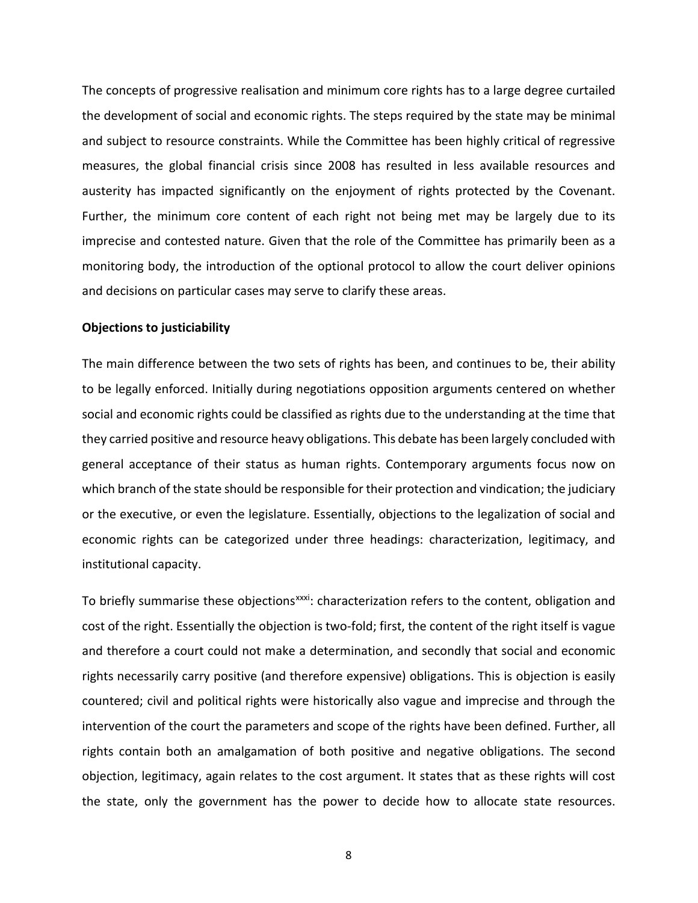The concepts of progressive realisation and minimum core rights has to a large degree curtailed the development of social and economic rights. The steps required by the state may be minimal and subject to resource constraints. While the Committee has been highly critical of regressive measures, the global financial crisis since 2008 has resulted in less available resources and austerity has impacted significantly on the enjoyment of rights protected by the Covenant. Further, the minimum core content of each right not being met may be largely due to its imprecise and contested nature. Given that the role of the Committee has primarily been as a monitoring body, the introduction of the optional protocol to allow the court deliver opinions and decisions on particular cases may serve to clarify these areas.

**Objections to justiciability**

The main difference between the two sets of rights has been, and continues to be, their ability to be legally enforced. Initially during negotiations opposition arguments centered on whether social and economic rights could be classified as rights due to the understanding at the time that they carried positive and resource heavy obligations. This debate has been largely concluded with general acceptance of their status as human rights. Contemporary arguments focus now on which branch of the state should be responsible for their protection and vindication; the judiciary or the executive, or even the legislature. Essentially, objections to the legalization of social and economic rights can be categorized under three headings: characterization, legitimacy, and institutional capacity.

To briefly summarise these objections[xxxi]: characterization refers to the content, obligation and cost of the right. Essentially the objection is two-fold; first, the content of the right itself is vague and therefore a court could not make a determination, and secondly that social and economic rights necessarily carry positive (and therefore expensive) obligations. This is objection is easily countered; civil and political rights were historically also vague and imprecise and through the intervention of the court the parameters and scope of the rights have been defined. Further, all rights contain both an amalgamation of both positive and negative obligations. The second objection, legitimacy, again relates to the cost argument. It states that as these rights will cost the state, only the government has the power to decide how to allocate state resources.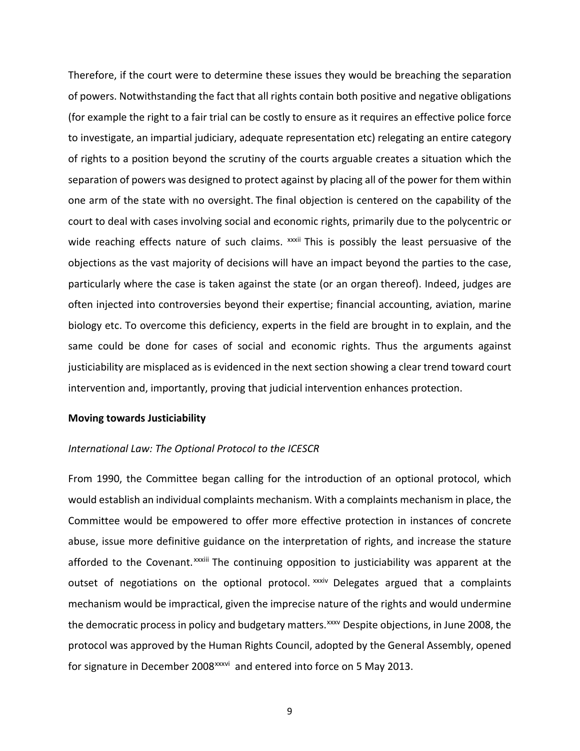Therefore, if the court were to determine these issues they would be breaching the separation of powers. Notwithstanding the fact that all rights contain both positive and negative obligations (for example the right to a fair trial can be costly to ensure as it requires an effective police force to investigate, an impartial judiciary, adequate representation etc) relegating an entire category of rights to a position beyond the scrutiny of the courts arguable creates a situation which the separation of powers was designed to protect against by placing all of the power for them within one arm of the state with no oversight. The final objection is centered on the capability of the court to deal with cases involving social and economic rights, primarily due to the polycentric or wide reaching effects nature of such claims. [xxxii] This is possibly the least persuasive of the objections as the vast majority of decisions will have an impact beyond the parties to the case, particularly where the case is taken against the state (or an organ thereof). Indeed, judges are often injected into controversies beyond their expertise; financial accounting, aviation, marine biology etc. To overcome this deficiency, experts in the field are brought in to explain, and the same could be done for cases of social and economic rights. Thus the arguments against justiciability are misplaced as is evidenced in the next section showing a clear trend toward court intervention and, importantly, proving that judicial intervention enhances protection.

**Moving towards Justiciability**

*International Law: The Optional Protocol to the ICESCR*

From 1990, the Committee began calling for the introduction of an optional protocol, which would establish an individual complaints mechanism. With a complaints mechanism in place, the Committee would be empowered to offer more effective protection in instances of concrete abuse, issue more definitive guidance on the interpretation of rights, and increase the stature afforded to the Covenant.[xxxiii] The continuing opposition to justiciability was apparent at the outset of negotiations on the optional protocol. [xxxiv] Delegates argued that a complaints mechanism would be impractical, given the imprecise nature of the rights and would undermine the democratic process in policy and budgetary matters.[xxxv] Despite objections, in June 2008, the protocol was approved by the Human Rights Council, adopted by the General Assembly, opened for signature in December 2008[xxxvi] and entered into force on 5 May 2013.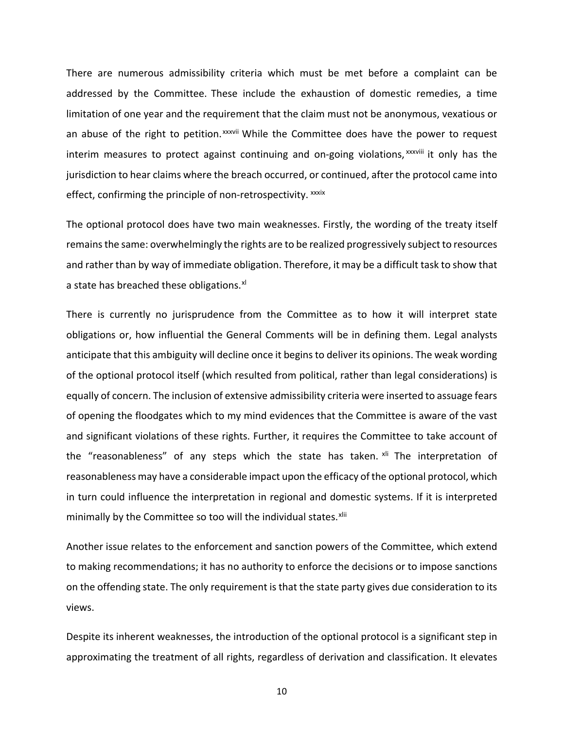There are numerous admissibility criteria which must be met before a complaint can be addressed by the Committee. These include the exhaustion of domestic remedies, a time limitation of one year and the requirement that the claim must not be anonymous, vexatious or an abuse of the right to petition.[xxxvii] While the Committee does have the power to request interim measures to protect against continuing and on-going violations,[xxxviii] it only has the jurisdiction to hear claims where the breach occurred, or continued, after the protocol came into effect, confirming the principle of non-retrospectivity.[xxxix]

The optional protocol does have two main weaknesses. Firstly, the wording of the treaty itself remains the same: overwhelmingly the rights are to be realized progressively subject to resources and rather than by way of immediate obligation. Therefore, it may be a difficult task to show that a state has breached these obligations.[xl]

There is currently no jurisprudence from the Committee as to how it will interpret state obligations or, how influential the General Comments will be in defining them. Legal analysts anticipate that this ambiguity will decline once it begins to deliver its opinions. The weak wording of the optional protocol itself (which resulted from political, rather than legal considerations) is equally of concern. The inclusion of extensive admissibility criteria were inserted to assuage fears of opening the floodgates which to my mind evidences that the Committee is aware of the vast and significant violations of these rights. Further, it requires the Committee to take account of the "reasonableness" of any steps which the state has taken.[xli] The interpretation of reasonableness may have a considerable impact upon the efficacy of the optional protocol, which in turn could influence the interpretation in regional and domestic systems. If it is interpreted minimally by the Committee so too will the individual states.[xlii]

Another issue relates to the enforcement and sanction powers of the Committee, which extend to making recommendations; it has no authority to enforce the decisions or to impose sanctions on the offending state. The only requirement is that the state party gives due consideration to its views.

Despite its inherent weaknesses, the introduction of the optional protocol is a significant step in approximating the treatment of all rights, regardless of derivation and classification. It elevates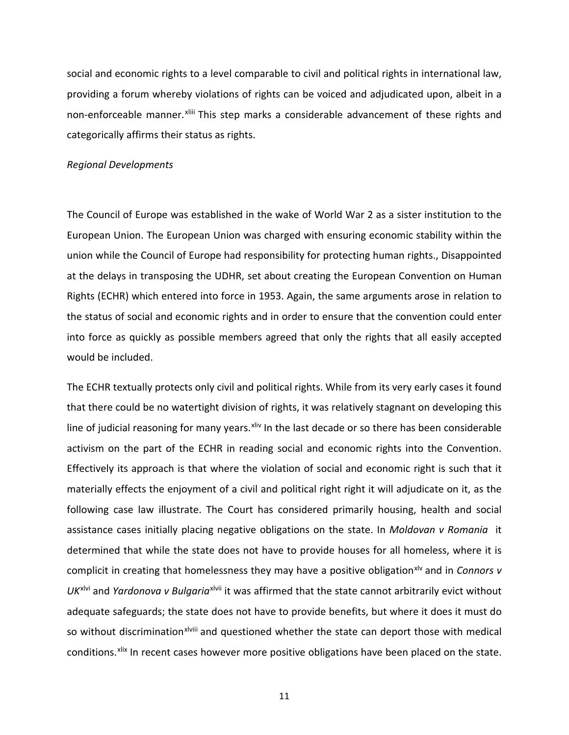social and economic rights to a level comparable to civil and political rights in international law, providing a forum whereby violations of rights can be voiced and adjudicated upon, albeit in a non-enforceable manner.[xliii] This step marks a considerable advancement of these rights and categorically affirms their status as rights.

*Regional Developments*

The Council of Europe was established in the wake of World War 2 as a sister institution to the European Union. The European Union was charged with ensuring economic stability within the union while the Council of Europe had responsibility for protecting human rights., Disappointed at the delays in transposing the UDHR, set about creating the European Convention on Human Rights (ECHR) which entered into force in 1953. Again, the same arguments arose in relation to the status of social and economic rights and in order to ensure that the convention could enter into force as quickly as possible members agreed that only the rights that all easily accepted would be included.

The ECHR textually protects only civil and political rights. While from its very early cases it found that there could be no watertight division of rights, it was relatively stagnant on developing this line of judicial reasoning for many years.[xliv] In the last decade or so there has been considerable activism on the part of the ECHR in reading social and economic rights into the Convention. Effectively its approach is that where the violation of social and economic right is such that it materially effects the enjoyment of a civil and political right right it will adjudicate on it, as the following case law illustrate. The Court has considered primarily housing, health and social assistance cases initially placing negative obligations on the state. In *Moldovan v Romania* it determined that while the state does not have to provide houses for all homeless, where it is complicit in creating that homelessness they may have a positive obligation[xlv] and in *Connors v UK*[xlvi] and *Yardonova v Bulgaria*[xlvii] it was affirmed that the state cannot arbitrarily evict without adequate safeguards; the state does not have to provide benefits, but where it does it must do so without discrimination[xlviii] and questioned whether the state can deport those with medical conditions.[xlix] In recent cases however more positive obligations have been placed on the state.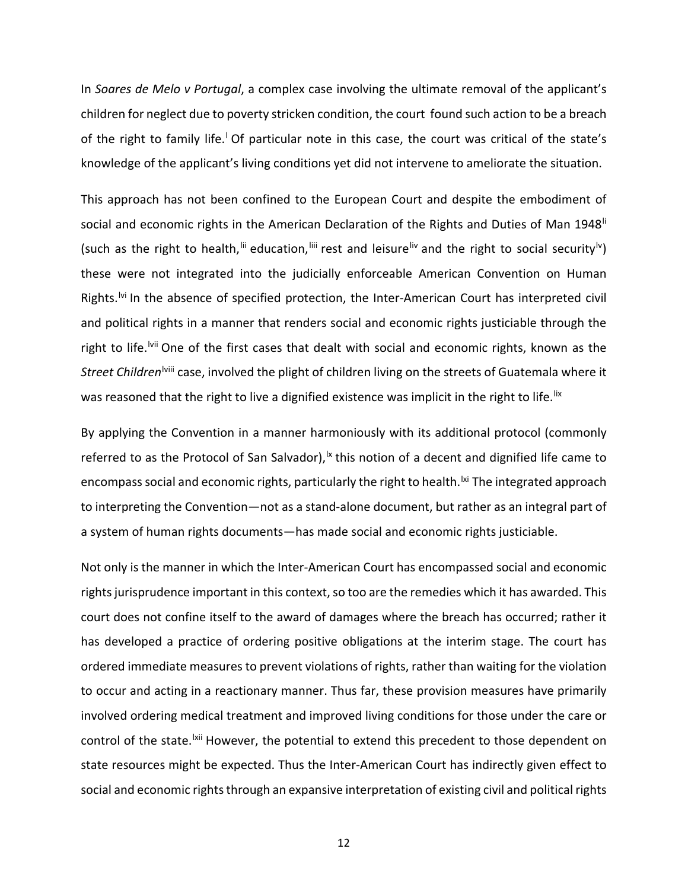In *Soares de Melo v Portugal*, a complex case involving the ultimate removal of the applicant's children for neglect due to poverty stricken condition, the court found such action to be a breach of the right to family life.[l] Of particular note in this case, the court was critical of the state's knowledge of the applicant's living conditions yet did not intervene to ameliorate the situation.

This approach has not been confined to the European Court and despite the embodiment of social and economic rights in the American Declaration of the Rights and Duties of Man 1948[li] (such as the right to health,[lii] education,[liii] rest and leisure[liv] and the right to social security[lv]) these were not integrated into the judicially enforceable American Convention on Human Rights.[lvi] In the absence of specified protection, the Inter-American Court has interpreted civil and political rights in a manner that renders social and economic rights justiciable through the right to life.[lvii] One of the first cases that dealt with social and economic rights, known as the *Street Children*[lviii] case, involved the plight of children living on the streets of Guatemala where it was reasoned that the right to live a dignified existence was implicit in the right to life.[lix]

By applying the Convention in a manner harmoniously with its additional protocol (commonly referred to as the Protocol of San Salvador),[lx] this notion of a decent and dignified life came to encompass social and economic rights, particularly the right to health.[lxi] The integrated approach to interpreting the Convention—not as a stand-alone document, but rather as an integral part of a system of human rights documents—has made social and economic rights justiciable.

Not only is the manner in which the Inter-American Court has encompassed social and economic rights jurisprudence important in this context, so too are the remedies which it has awarded. This court does not confine itself to the award of damages where the breach has occurred; rather it has developed a practice of ordering positive obligations at the interim stage. The court has ordered immediate measures to prevent violations of rights, rather than waiting for the violation to occur and acting in a reactionary manner. Thus far, these provision measures have primarily involved ordering medical treatment and improved living conditions for those under the care or control of the state.[lxii] However, the potential to extend this precedent to those dependent on state resources might be expected. Thus the Inter-American Court has indirectly given effect to social and economic rights through an expansive interpretation of existing civil and political rights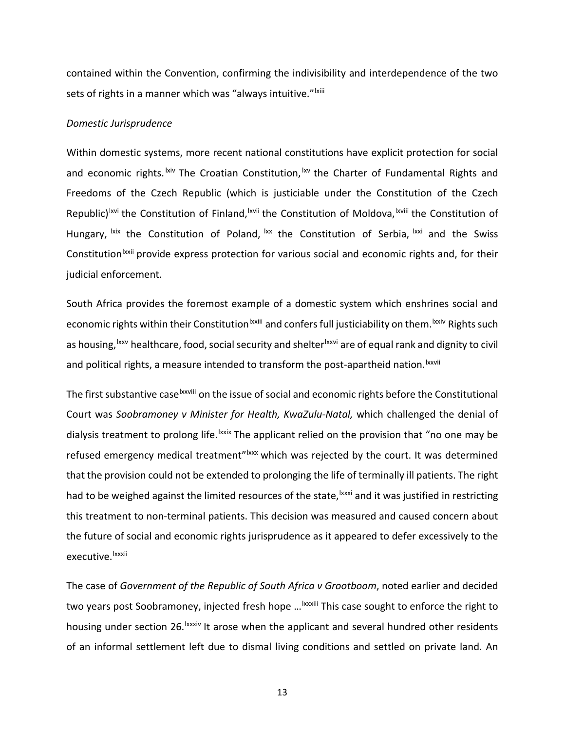contained within the Convention, confirming the indivisibility and interdependence of the two sets of rights in a manner which was "always intuitive."[lxiii]

*Domestic Jurisprudence*

Within domestic systems, more recent national constitutions have explicit protection for social and economic rights.[lxiv] The Croatian Constitution,[lxv] the Charter of Fundamental Rights and Freedoms of the Czech Republic (which is justiciable under the Constitution of the Czech Republic)[lxvi] the Constitution of Finland,[lxvii] the Constitution of Moldova,[lxviii] the Constitution of Hungary,[lxix] the Constitution of Poland,[lxx] the Constitution of Serbia,[lxxi] and the Swiss Constitution[lxxii] provide express protection for various social and economic rights and, for their judicial enforcement.

South Africa provides the foremost example of a domestic system which enshrines social and economic rights within their Constitution[lxxiii] and confers full justiciability on them.[lxxiv] Rights such as housing,[lxxv] healthcare, food, social security and shelter[lxxvi] are of equal rank and dignity to civil and political rights, a measure intended to transform the post-apartheid nation.[lxxvii]

The first substantive case[lxxviii] on the issue of social and economic rights before the Constitutional Court was *Soobramoney v Minister for Health, KwaZulu-Natal,* which challenged the denial of dialysis treatment to prolong life.[lxxix] The applicant relied on the provision that "no one may be refused emergency medical treatment"[lxxx] which was rejected by the court. It was determined that the provision could not be extended to prolonging the life of terminally ill patients. The right had to be weighed against the limited resources of the state,[lxxxi] and it was justified in restricting this treatment to non-terminal patients. This decision was measured and caused concern about the future of social and economic rights jurisprudence as it appeared to defer excessively to the executive.[lxxxii]

The case of *Government of the Republic of South Africa v Grootboom*, noted earlier and decided two years post Soobramoney, injected fresh hope …[lxxxiii] This case sought to enforce the right to housing under section 26.[lxxxiv] It arose when the applicant and several hundred other residents of an informal settlement left due to dismal living conditions and settled on private land. An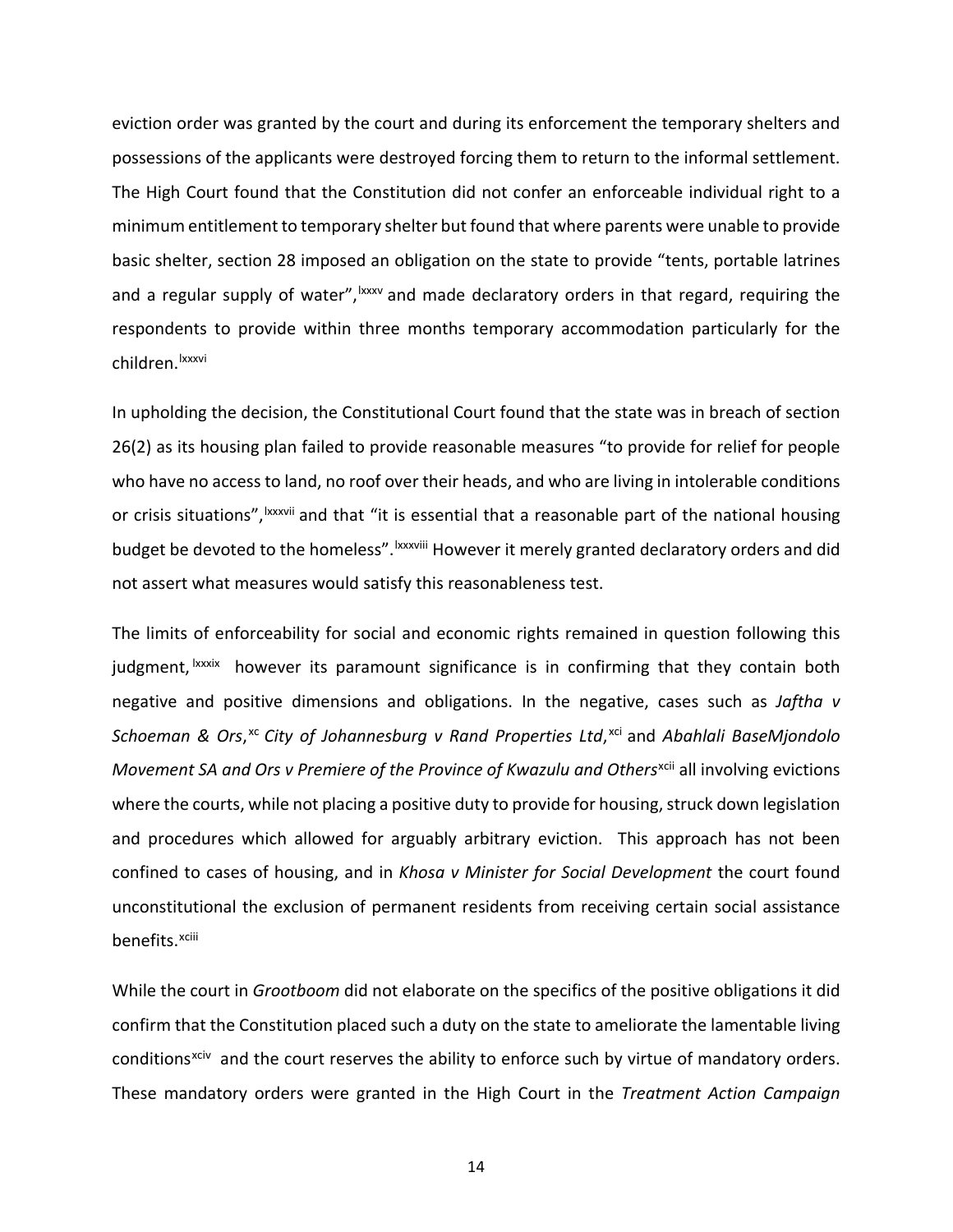eviction order was granted by the court and during its enforcement the temporary shelters and possessions of the applicants were destroyed forcing them to return to the informal settlement. The High Court found that the Constitution did not confer an enforceable individual right to a minimum entitlement to temporary shelter but found that where parents were unable to provide basic shelter, section 28 imposed an obligation on the state to provide "tents, portable latrines and a regular supply of water",[lxxxv] and made declaratory orders in that regard, requiring the respondents to provide within three months temporary accommodation particularly for the children.[lxxxvi]

In upholding the decision, the Constitutional Court found that the state was in breach of section 26(2) as its housing plan failed to provide reasonable measures "to provide for relief for people who have no access to land, no roof over their heads, and who are living in intolerable conditions or crisis situations",[lxxxvii] and that "it is essential that a reasonable part of the national housing budget be devoted to the homeless".[lxxxviii] However it merely granted declaratory orders and did not assert what measures would satisfy this reasonableness test.

The limits of enforceability for social and economic rights remained in question following this judgment,[lxxxix] however its paramount significance is in confirming that they contain both negative and positive dimensions and obligations. In the negative, cases such as *Jaftha v Schoeman & Ors*,[xc] *City of Johannesburg v Rand Properties Ltd*,[xci] and *Abahlali BaseMjondolo Movement SA and Ors v Premiere of the Province of Kwazulu and Others*[xcii] all involving evictions where the courts, while not placing a positive duty to provide for housing, struck down legislation and procedures which allowed for arguably arbitrary eviction. This approach has not been confined to cases of housing, and in *Khosa v Minister for Social Development* the court found unconstitutional the exclusion of permanent residents from receiving certain social assistance benefits.[xciii]

While the court in *Grootboom* did not elaborate on the specifics of the positive obligations it did confirm that the Constitution placed such a duty on the state to ameliorate the lamentable living conditions[xciv] and the court reserves the ability to enforce such by virtue of mandatory orders. These mandatory orders were granted in the High Court in the *Treatment Action Campaign*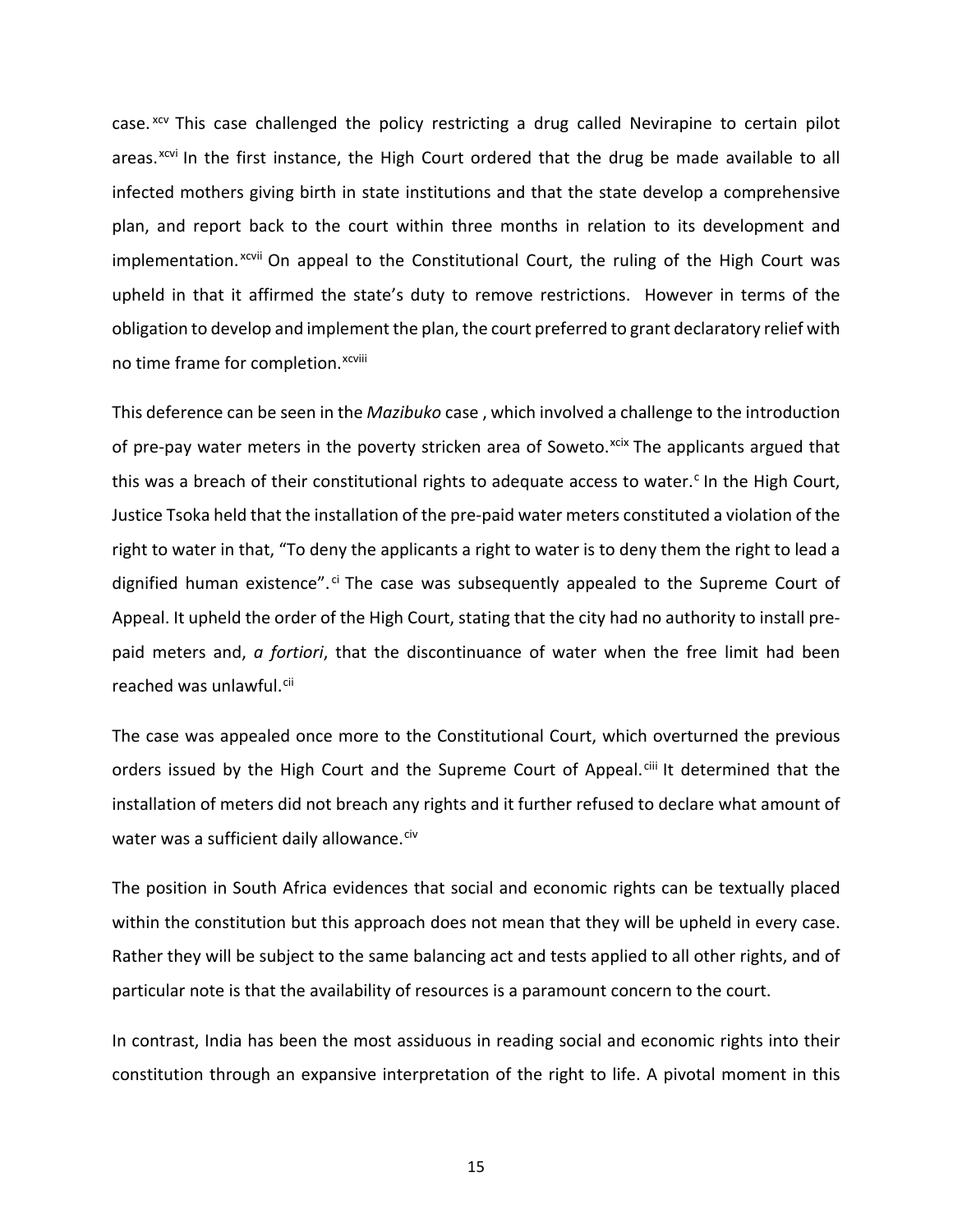case.[xcv] This case challenged the policy restricting a drug called Nevirapine to certain pilot areas.[xcvi] In the first instance, the High Court ordered that the drug be made available to all infected mothers giving birth in state institutions and that the state develop a comprehensive plan, and report back to the court within three months in relation to its development and implementation.[xcvii] On appeal to the Constitutional Court, the ruling of the High Court was upheld in that it affirmed the state's duty to remove restrictions. However in terms of the obligation to develop and implement the plan, the court preferred to grant declaratory relief with no time frame for completion.[xcviii]

This deference can be seen in the *Mazibuko* case , which involved a challenge to the introduction of pre-pay water meters in the poverty stricken area of Soweto.[xcix] The applicants argued that this was a breach of their constitutional rights to adequate access to water.[c] In the High Court, Justice Tsoka held that the installation of the pre-paid water meters constituted a violation of the right to water in that, "To deny the applicants a right to water is to deny them the right to lead a dignified human existence".[ci] The case was subsequently appealed to the Supreme Court of Appeal. It upheld the order of the High Court, stating that the city had no authority to install pre-paid meters and, *a fortiori*, that the discontinuance of water when the free limit had been reached was unlawful.[cii]

The case was appealed once more to the Constitutional Court, which overturned the previous orders issued by the High Court and the Supreme Court of Appeal.[ciii] It determined that the installation of meters did not breach any rights and it further refused to declare what amount of water was a sufficient daily allowance.[civ]

The position in South Africa evidences that social and economic rights can be textually placed within the constitution but this approach does not mean that they will be upheld in every case. Rather they will be subject to the same balancing act and tests applied to all other rights, and of particular note is that the availability of resources is a paramount concern to the court.

In contrast, India has been the most assiduous in reading social and economic rights into their constitution through an expansive interpretation of the right to life. A pivotal moment in this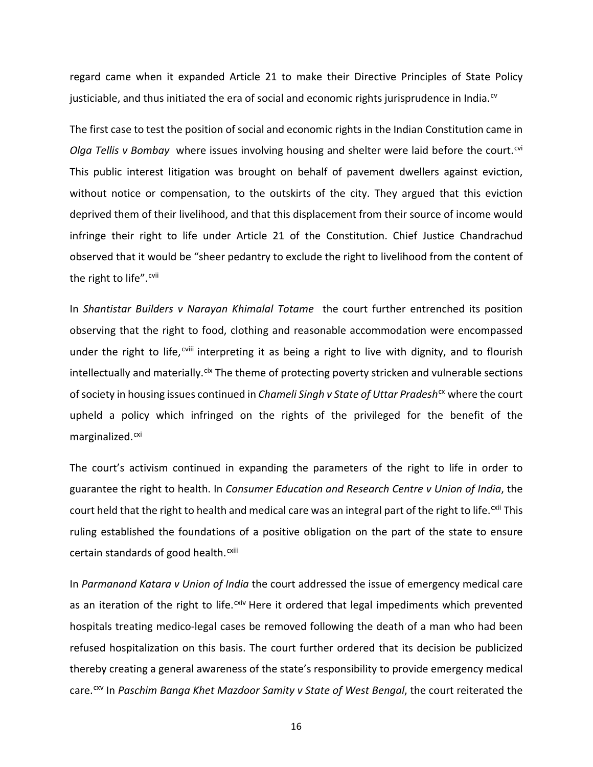regard came when it expanded Article 21 to make their Directive Principles of State Policy justiciable, and thus initiated the era of social and economic rights jurisprudence in India.[cv]

The first case to test the position of social and economic rights in the Indian Constitution came in *Olga Tellis v Bombay* where issues involving housing and shelter were laid before the court.[cvi] This public interest litigation was brought on behalf of pavement dwellers against eviction, without notice or compensation, to the outskirts of the city. They argued that this eviction deprived them of their livelihood, and that this displacement from their source of income would infringe their right to life under Article 21 of the Constitution. Chief Justice Chandrachud observed that it would be "sheer pedantry to exclude the right to livelihood from the content of the right to life".[cvii]

In *Shantistar Builders v Narayan Khimalal Totame* the court further entrenched its position observing that the right to food, clothing and reasonable accommodation were encompassed under the right to life,[cviii] interpreting it as being a right to live with dignity, and to flourish intellectually and materially.[cix] The theme of protecting poverty stricken and vulnerable sections of society in housing issues continued in *Chameli Singh v State of Uttar Pradesh*[cx] where the court upheld a policy which infringed on the rights of the privileged for the benefit of the marginalized.[cxi]

The court's activism continued in expanding the parameters of the right to life in order to guarantee the right to health. In *Consumer Education and Research Centre v Union of India*, the court held that the right to health and medical care was an integral part of the right to life.[cxii] This ruling established the foundations of a positive obligation on the part of the state to ensure certain standards of good health.[cxiii]

In *Parmanand Katara v Union of India* the court addressed the issue of emergency medical care as an iteration of the right to life.[cxiv] Here it ordered that legal impediments which prevented hospitals treating medico-legal cases be removed following the death of a man who had been refused hospitalization on this basis. The court further ordered that its decision be publicized thereby creating a general awareness of the state's responsibility to provide emergency medical care.[cxv] In *Paschim Banga Khet Mazdoor Samity v State of West Bengal*, the court reiterated the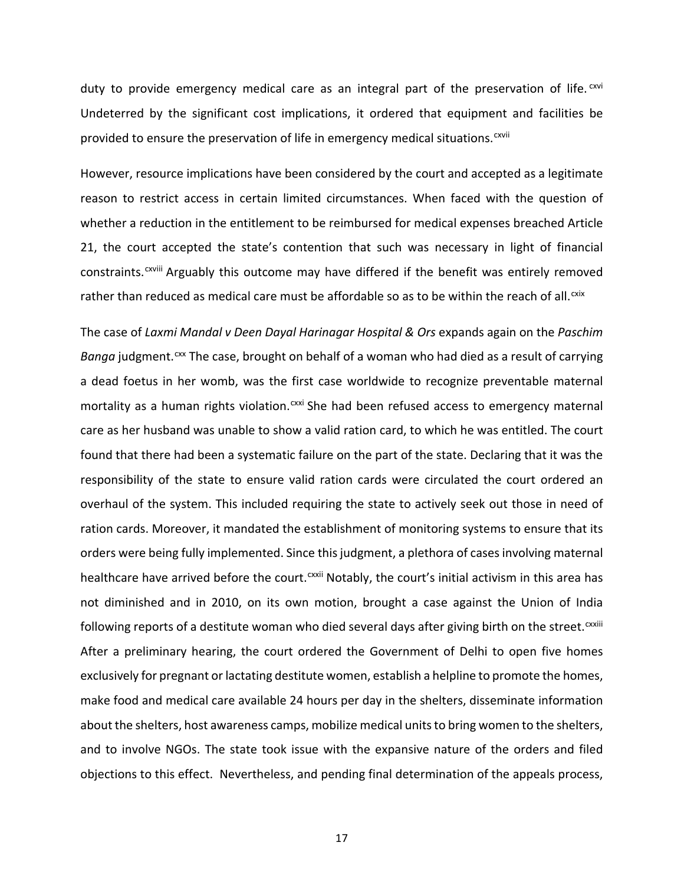duty to provide emergency medical care as an integral part of the preservation of life.[cxvi] Undeterred by the significant cost implications, it ordered that equipment and facilities be provided to ensure the preservation of life in emergency medical situations.[cxvii]

However, resource implications have been considered by the court and accepted as a legitimate reason to restrict access in certain limited circumstances. When faced with the question of whether a reduction in the entitlement to be reimbursed for medical expenses breached Article 21, the court accepted the state's contention that such was necessary in light of financial constraints.[cxviii] Arguably this outcome may have differed if the benefit was entirely removed rather than reduced as medical care must be affordable so as to be within the reach of all.[cxix]

The case of *Laxmi Mandal v Deen Dayal Harinagar Hospital & Ors* expands again on the *Paschim Banga* judgment.[cxx] The case, brought on behalf of a woman who had died as a result of carrying a dead foetus in her womb, was the first case worldwide to recognize preventable maternal mortality as a human rights violation.[cxxi] She had been refused access to emergency maternal care as her husband was unable to show a valid ration card, to which he was entitled. The court found that there had been a systematic failure on the part of the state. Declaring that it was the responsibility of the state to ensure valid ration cards were circulated the court ordered an overhaul of the system. This included requiring the state to actively seek out those in need of ration cards. Moreover, it mandated the establishment of monitoring systems to ensure that its orders were being fully implemented. Since this judgment, a plethora of cases involving maternal healthcare have arrived before the court.[cxxii] Notably, the court's initial activism in this area has not diminished and in 2010, on its own motion, brought a case against the Union of India following reports of a destitute woman who died several days after giving birth on the street.[cxxiii] After a preliminary hearing, the court ordered the Government of Delhi to open five homes exclusively for pregnant or lactating destitute women, establish a helpline to promote the homes, make food and medical care available 24 hours per day in the shelters, disseminate information about the shelters, host awareness camps, mobilize medical units to bring women to the shelters, and to involve NGOs. The state took issue with the expansive nature of the orders and filed objections to this effect. Nevertheless, and pending final determination of the appeals process,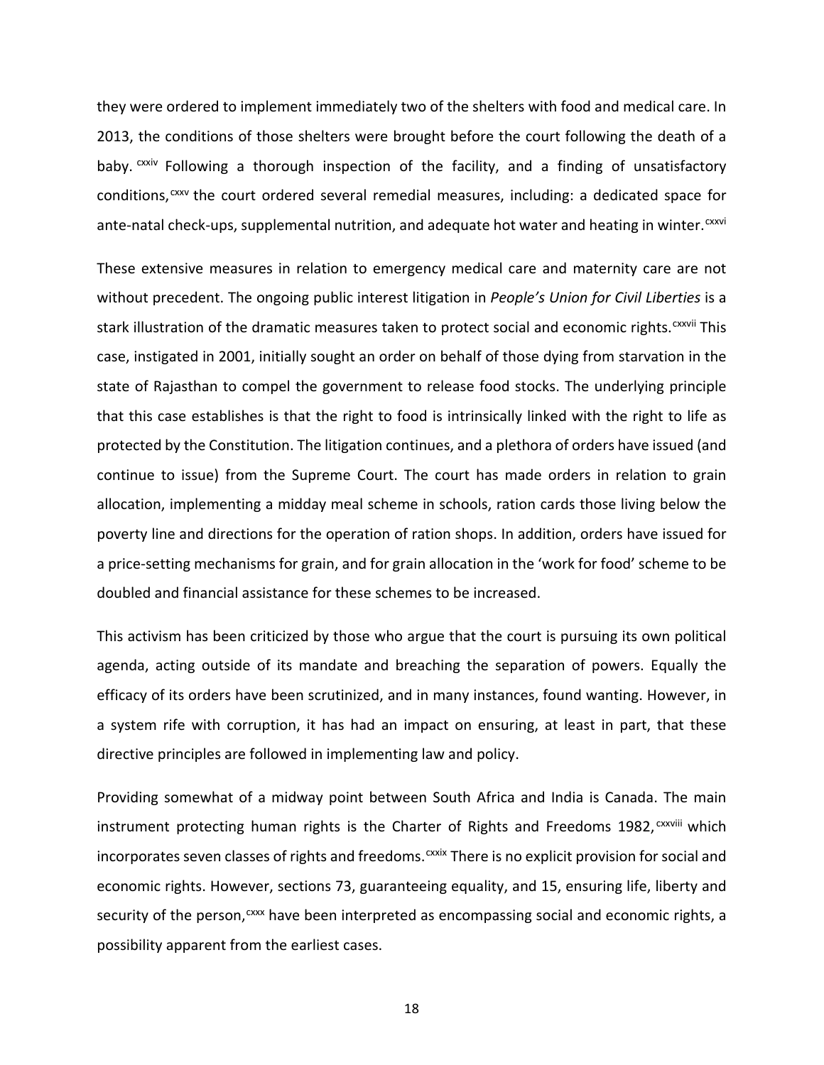they were ordered to implement immediately two of the shelters with food and medical care. In 2013, the conditions of those shelters were brought before the court following the death of a baby.[cxxiv] Following a thorough inspection of the facility, and a finding of unsatisfactory conditions,[cxxv] the court ordered several remedial measures, including: a dedicated space for ante-natal check-ups, supplemental nutrition, and adequate hot water and heating in winter.[cxxvi]

These extensive measures in relation to emergency medical care and maternity care are not without precedent. The ongoing public interest litigation in *People's Union for Civil Liberties* is a stark illustration of the dramatic measures taken to protect social and economic rights.[cxxvii] This case, instigated in 2001, initially sought an order on behalf of those dying from starvation in the state of Rajasthan to compel the government to release food stocks. The underlying principle that this case establishes is that the right to food is intrinsically linked with the right to life as protected by the Constitution. The litigation continues, and a plethora of orders have issued (and continue to issue) from the Supreme Court. The court has made orders in relation to grain allocation, implementing a midday meal scheme in schools, ration cards those living below the poverty line and directions for the operation of ration shops. In addition, orders have issued for a price-setting mechanisms for grain, and for grain allocation in the 'work for food' scheme to be doubled and financial assistance for these schemes to be increased.

This activism has been criticized by those who argue that the court is pursuing its own political agenda, acting outside of its mandate and breaching the separation of powers. Equally the efficacy of its orders have been scrutinized, and in many instances, found wanting. However, in a system rife with corruption, it has had an impact on ensuring, at least in part, that these directive principles are followed in implementing law and policy.

Providing somewhat of a midway point between South Africa and India is Canada. The main instrument protecting human rights is the Charter of Rights and Freedoms 1982,[cxxviii] which incorporates seven classes of rights and freedoms.[cxxix] There is no explicit provision for social and economic rights. However, sections 73, guaranteeing equality, and 15, ensuring life, liberty and security of the person,[cxxx] have been interpreted as encompassing social and economic rights, a possibility apparent from the earliest cases.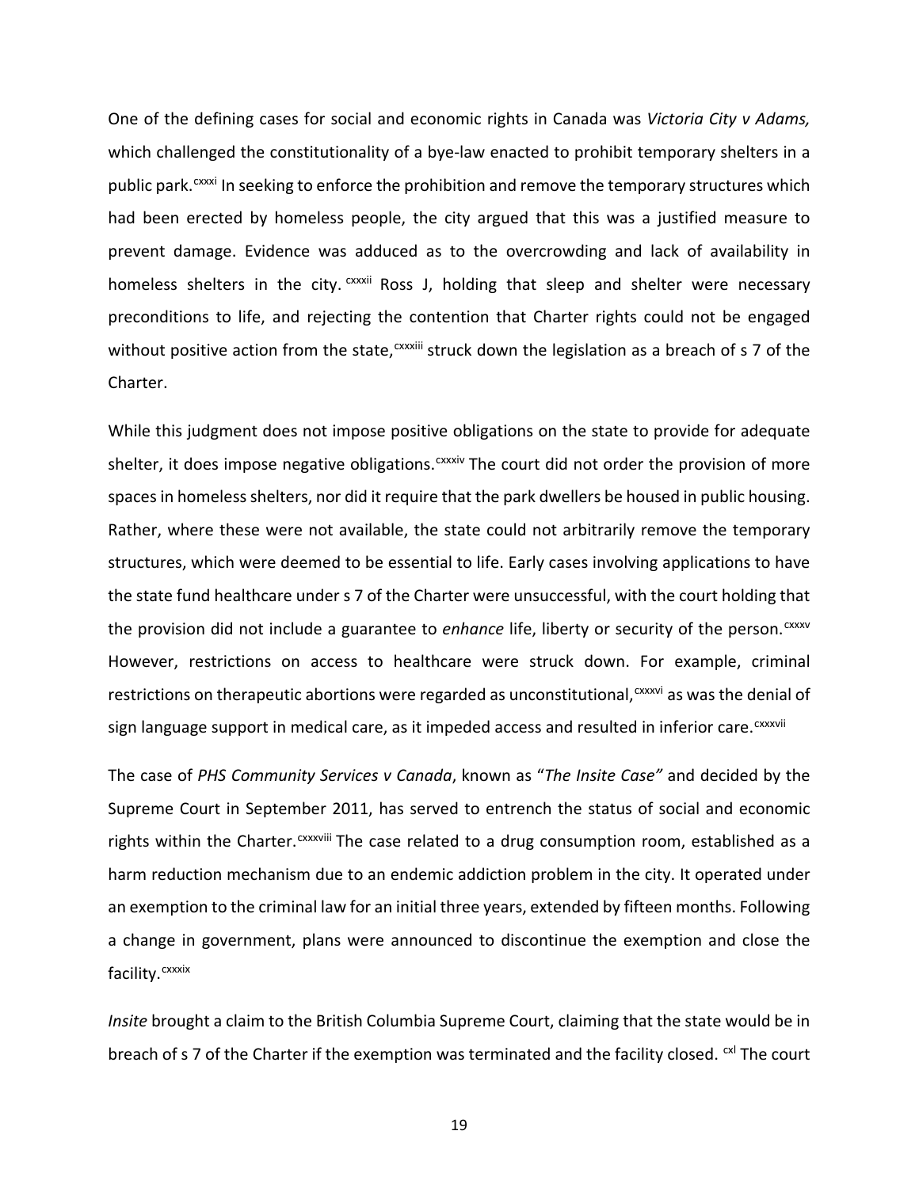One of the defining cases for social and economic rights in Canada was *Victoria City v Adams,* which challenged the constitutionality of a bye-law enacted to prohibit temporary shelters in a public park.[cxxxi] In seeking to enforce the prohibition and remove the temporary structures which had been erected by homeless people, the city argued that this was a justified measure to prevent damage. Evidence was adduced as to the overcrowding and lack of availability in homeless shelters in the city.[cxxxii] Ross J, holding that sleep and shelter were necessary preconditions to life, and rejecting the contention that Charter rights could not be engaged without positive action from the state,[cxxxiii] struck down the legislation as a breach of s 7 of the Charter.

While this judgment does not impose positive obligations on the state to provide for adequate shelter, it does impose negative obligations.[cxxxiv] The court did not order the provision of more spaces in homeless shelters, nor did it require that the park dwellers be housed in public housing. Rather, where these were not available, the state could not arbitrarily remove the temporary structures, which were deemed to be essential to life. Early cases involving applications to have the state fund healthcare under s 7 of the Charter were unsuccessful, with the court holding that the provision did not include a guarantee to *enhance* life, liberty or security of the person.[cxxxv] However, restrictions on access to healthcare were struck down. For example, criminal restrictions on therapeutic abortions were regarded as unconstitutional,[cxxxvi] as was the denial of sign language support in medical care, as it impeded access and resulted in inferior care.[cxxxvii]

The case of *PHS Community Services v Canada*, known as "*The Insite Case"* and decided by the Supreme Court in September 2011, has served to entrench the status of social and economic rights within the Charter.[cxxxviii] The case related to a drug consumption room, established as a harm reduction mechanism due to an endemic addiction problem in the city. It operated under an exemption to the criminal law for an initial three years, extended by fifteen months. Following a change in government, plans were announced to discontinue the exemption and close the facility.[cxxxix]

*Insite* brought a claim to the British Columbia Supreme Court, claiming that the state would be in breach of s 7 of the Charter if the exemption was terminated and the facility closed. [cxl] The court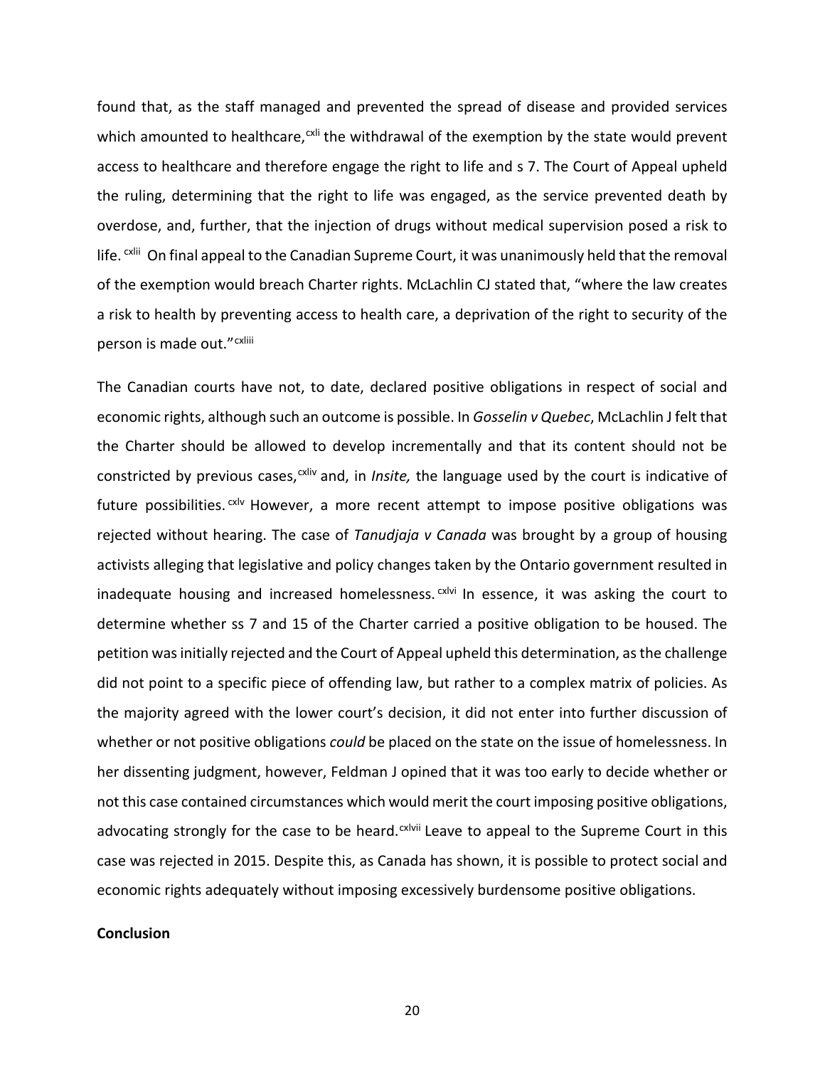found that, as the staff managed and prevented the spread of disease and provided services which amounted to healthcare,[cxli] the withdrawal of the exemption by the state would prevent access to healthcare and therefore engage the right to life and s 7. The Court of Appeal upheld the ruling, determining that the right to life was engaged, as the service prevented death by overdose, and, further, that the injection of drugs without medical supervision posed a risk to life.[cxlii] On final appeal to the Canadian Supreme Court, it was unanimously held that the removal of the exemption would breach Charter rights. McLachlin CJ stated that, "where the law creates a risk to health by preventing access to health care, a deprivation of the right to security of the person is made out."[cxliii]

The Canadian courts have not, to date, declared positive obligations in respect of social and economic rights, although such an outcome is possible. In *Gosselin v Quebec*, McLachlin J felt that the Charter should be allowed to develop incrementally and that its content should not be constricted by previous cases,[cxliv] and, in *Insite,* the language used by the court is indicative of future possibilities.[cxlv] However, a more recent attempt to impose positive obligations was rejected without hearing. The case of *Tanudjaja v Canada* was brought by a group of housing activists alleging that legislative and policy changes taken by the Ontario government resulted in inadequate housing and increased homelessness.[cxlvi] In essence, it was asking the court to determine whether ss 7 and 15 of the Charter carried a positive obligation to be housed. The petition was initially rejected and the Court of Appeal upheld this determination, as the challenge did not point to a specific piece of offending law, but rather to a complex matrix of policies. As the majority agreed with the lower court's decision, it did not enter into further discussion of whether or not positive obligations *could* be placed on the state on the issue of homelessness. In her dissenting judgment, however, Feldman J opined that it was too early to decide whether or not this case contained circumstances which would merit the court imposing positive obligations, advocating strongly for the case to be heard.[cxlvii] Leave to appeal to the Supreme Court in this case was rejected in 2015. Despite this, as Canada has shown, it is possible to protect social and economic rights adequately without imposing excessively burdensome positive obligations.

**Conclusion**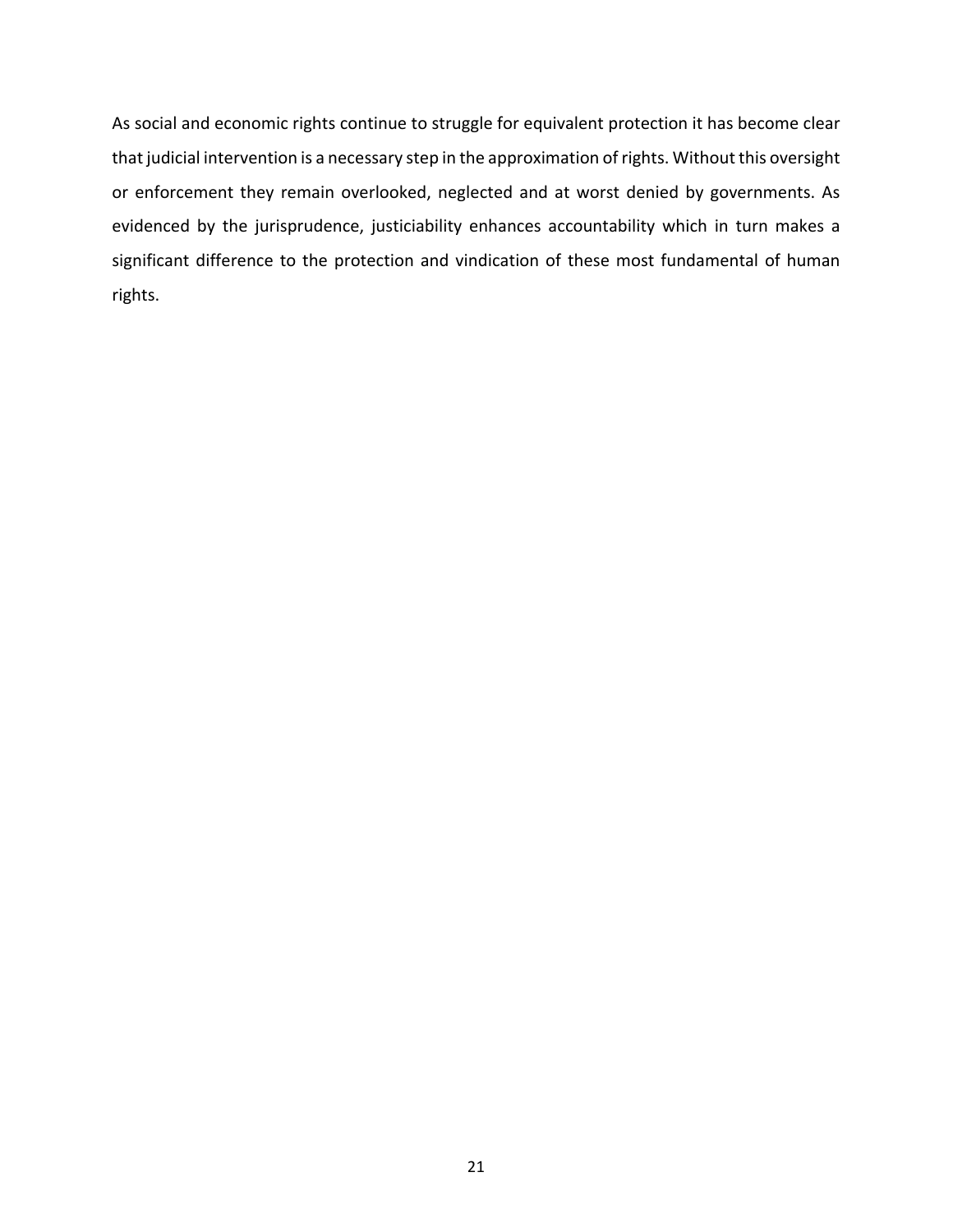As social and economic rights continue to struggle for equivalent protection it has become clear that judicial intervention is a necessary step in the approximation of rights. Without this oversight or enforcement they remain overlooked, neglected and at worst denied by governments. As evidenced by the jurisprudence, justiciability enhances accountability which in turn makes a significant difference to the protection and vindication of these most fundamental of human rights.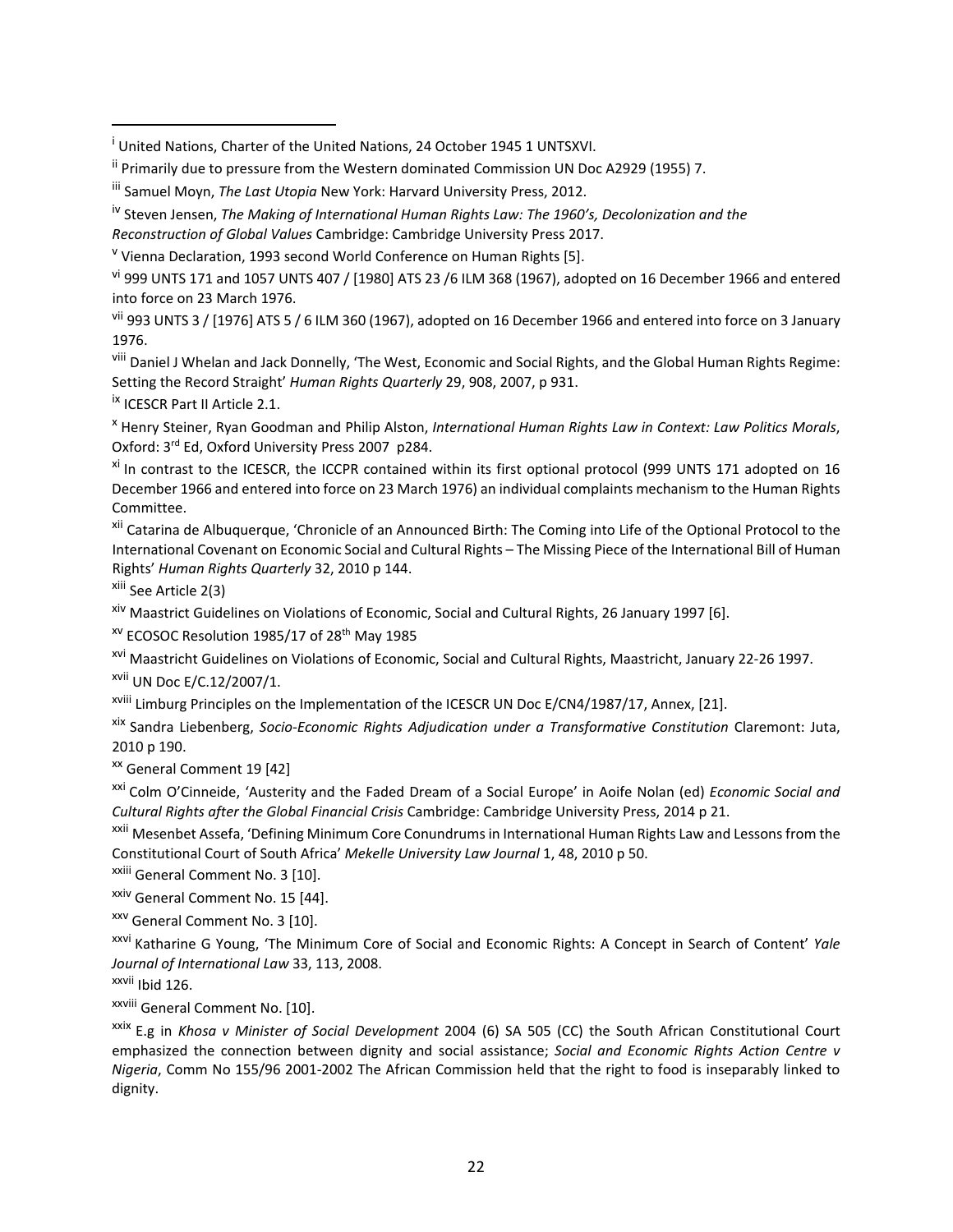[i] United Nations, Charter of the United Nations, 24 October 1945 1 UNTSXVI.

[ii] Primarily due to pressure from the Western dominated Commission UN Doc A2929 (1955) 7.

[iii] Samuel Moyn, *The Last Utopia* New York: Harvard University Press, 2012.

[iv] Steven Jensen, *The Making of International Human Rights Law: The 1960's, Decolonization and the Reconstruction of Global Values* Cambridge: Cambridge University Press 2017.

[v] Vienna Declaration, 1993 second World Conference on Human Rights [5].

[vi] 999 UNTS 171 and 1057 UNTS 407 / [1980] ATS 23 /6 ILM 368 (1967), adopted on 16 December 1966 and entered into force on 23 March 1976.

[vii] 993 UNTS 3 / [1976] ATS 5 / 6 ILM 360 (1967), adopted on 16 December 1966 and entered into force on 3 January 1976.

[viii] Daniel J Whelan and Jack Donnelly, 'The West, Economic and Social Rights, and the Global Human Rights Regime: Setting the Record Straight' *Human Rights Quarterly* 29, 908, 2007, p 931.

[ix] ICESCR Part II Article 2.1.

[x] Henry Steiner, Ryan Goodman and Philip Alston, *International Human Rights Law in Context: Law Politics Morals*, Oxford: 3rd Ed, Oxford University Press 2007 p284.

[xi] In contrast to the ICESCR, the ICCPR contained within its first optional protocol (999 UNTS 171 adopted on 16 December 1966 and entered into force on 23 March 1976) an individual complaints mechanism to the Human Rights Committee.

[xii] Catarina de Albuquerque, 'Chronicle of an Announced Birth: The Coming into Life of the Optional Protocol to the International Covenant on Economic Social and Cultural Rights – The Missing Piece of the International Bill of Human Rights' *Human Rights Quarterly* 32, 2010 p 144.

[xiii] See Article 2(3)

[xiv] Maastrict Guidelines on Violations of Economic, Social and Cultural Rights, 26 January 1997 [6].

[xv] ECOSOC Resolution 1985/17 of 28th May 1985

[xvi] Maastricht Guidelines on Violations of Economic, Social and Cultural Rights, Maastricht, January 22-26 1997.

[xvii] UN Doc E/C.12/2007/1.

[xviii] Limburg Principles on the Implementation of the ICESCR UN Doc E/CN4/1987/17, Annex, [21].

[xix] Sandra Liebenberg, *Socio-Economic Rights Adjudication under a Transformative Constitution* Claremont: Juta, 2010 p 190.

[xx] General Comment 19 [42]

[xxi] Colm O'Cinneide, 'Austerity and the Faded Dream of a Social Europe' in Aoife Nolan (ed) *Economic Social and Cultural Rights after the Global Financial Crisis* Cambridge: Cambridge University Press, 2014 p 21.

[xxii] Mesenbet Assefa, 'Defining Minimum Core Conundrums in International Human Rights Law and Lessons from the Constitutional Court of South Africa' *Mekelle University Law Journal* 1, 48, 2010 p 50.

[xxiii] General Comment No. 3 [10].

[xxiv] General Comment No. 15 [44].

[xxv] General Comment No. 3 [10].

[xxvi] Katharine G Young, 'The Minimum Core of Social and Economic Rights: A Concept in Search of Content' *Yale Journal of International Law* 33, 113, 2008.

[xxvii] Ibid 126.

[xxviii] General Comment No. [10].

[xxix] E.g in *Khosa v Minister of Social Development* 2004 (6) SA 505 (CC) the South African Constitutional Court emphasized the connection between dignity and social assistance; *Social and Economic Rights Action Centre v Nigeria*, Comm No 155/96 2001-2002 The African Commission held that the right to food is inseparably linked to dignity.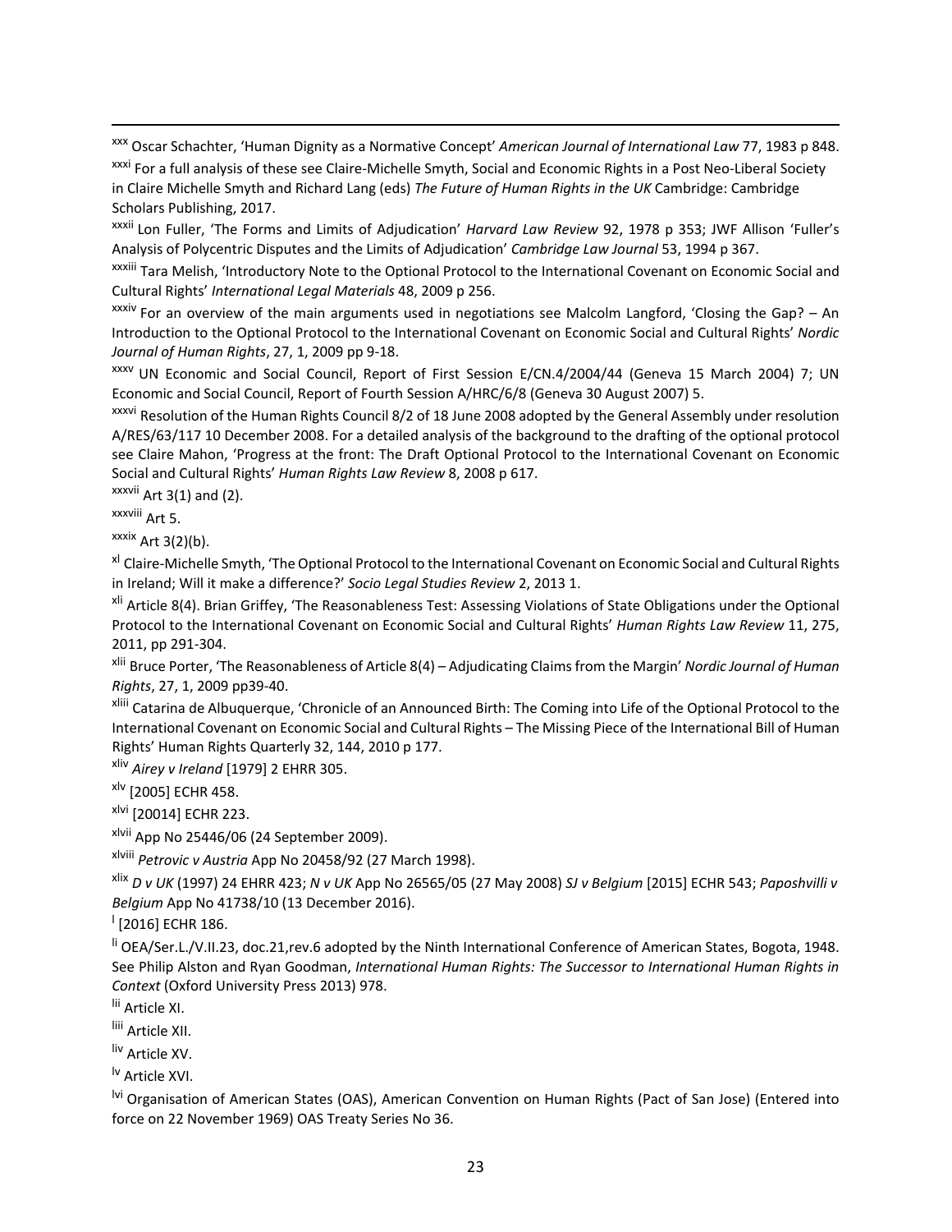[xxx] Oscar Schachter, 'Human Dignity as a Normative Concept' *American Journal of International Law* 77, 1983 p 848.

[xxxi] For a full analysis of these see Claire-Michelle Smyth, Social and Economic Rights in a Post Neo-Liberal Society in Claire Michelle Smyth and Richard Lang (eds) *The Future of Human Rights in the UK* Cambridge: Cambridge Scholars Publishing, 2017.

[xxxii] Lon Fuller, 'The Forms and Limits of Adjudication' *Harvard Law Review* 92, 1978 p 353; JWF Allison 'Fuller's Analysis of Polycentric Disputes and the Limits of Adjudication' *Cambridge Law Journal* 53, 1994 p 367.

[xxxiii] Tara Melish, 'Introductory Note to the Optional Protocol to the International Covenant on Economic Social and Cultural Rights' *International Legal Materials* 48, 2009 p 256.

[xxxiv] For an overview of the main arguments used in negotiations see Malcolm Langford, 'Closing the Gap? – An Introduction to the Optional Protocol to the International Covenant on Economic Social and Cultural Rights' *Nordic Journal of Human Rights*, 27, 1, 2009 pp 9-18.

[xxxv] UN Economic and Social Council, Report of First Session E/CN.4/2004/44 (Geneva 15 March 2004) 7; UN Economic and Social Council, Report of Fourth Session A/HRC/6/8 (Geneva 30 August 2007) 5.

[xxxvi] Resolution of the Human Rights Council 8/2 of 18 June 2008 adopted by the General Assembly under resolution A/RES/63/117 10 December 2008. For a detailed analysis of the background to the drafting of the optional protocol see Claire Mahon, 'Progress at the front: The Draft Optional Protocol to the International Covenant on Economic Social and Cultural Rights' *Human Rights Law Review* 8, 2008 p 617.

[xxxvii] Art 3(1) and (2).

[xxxviii] Art 5.

[xxxix] Art 3(2)(b).

[xl] Claire-Michelle Smyth, 'The Optional Protocol to the International Covenant on Economic Social and Cultural Rights in Ireland; Will it make a difference?' *Socio Legal Studies Review* 2, 2013 1.

[xli] Article 8(4). Brian Griffey, 'The Reasonableness Test: Assessing Violations of State Obligations under the Optional Protocol to the International Covenant on Economic Social and Cultural Rights' *Human Rights Law Review* 11, 275, 2011, pp 291-304.

[xlii] Bruce Porter, 'The Reasonableness of Article 8(4) – Adjudicating Claims from the Margin' *Nordic Journal of Human Rights*, 27, 1, 2009 pp39-40.

[xliii] Catarina de Albuquerque, 'Chronicle of an Announced Birth: The Coming into Life of the Optional Protocol to the International Covenant on Economic Social and Cultural Rights – The Missing Piece of the International Bill of Human Rights' Human Rights Quarterly 32, 144, 2010 p 177.

[xliv] *Airey v Ireland* [1979] 2 EHRR 305.

[xlv] [2005] ECHR 458.

[xlvi] [20014] ECHR 223.

[xlvii] App No 25446/06 (24 September 2009).

[xlviii] *Petrovic v Austria* App No 20458/92 (27 March 1998).

[xlix] *D v UK* (1997) 24 EHRR 423; *N v UK* App No 26565/05 (27 May 2008) *SJ v Belgium* [2015] ECHR 543; *Paposhvilli v Belgium* App No 41738/10 (13 December 2016).

[l] [2016] ECHR 186.

[li] OEA/Ser.L./V.II.23, doc.21,rev.6 adopted by the Ninth International Conference of American States, Bogota, 1948. See Philip Alston and Ryan Goodman, *International Human Rights: The Successor to International Human Rights in Context* (Oxford University Press 2013) 978.

[lii] Article XI.

[liii] Article XII.

[liv] Article XV.

[lv] Article XVI.

[lvi] Organisation of American States (OAS), American Convention on Human Rights (Pact of San Jose) (Entered into force on 22 November 1969) OAS Treaty Series No 36.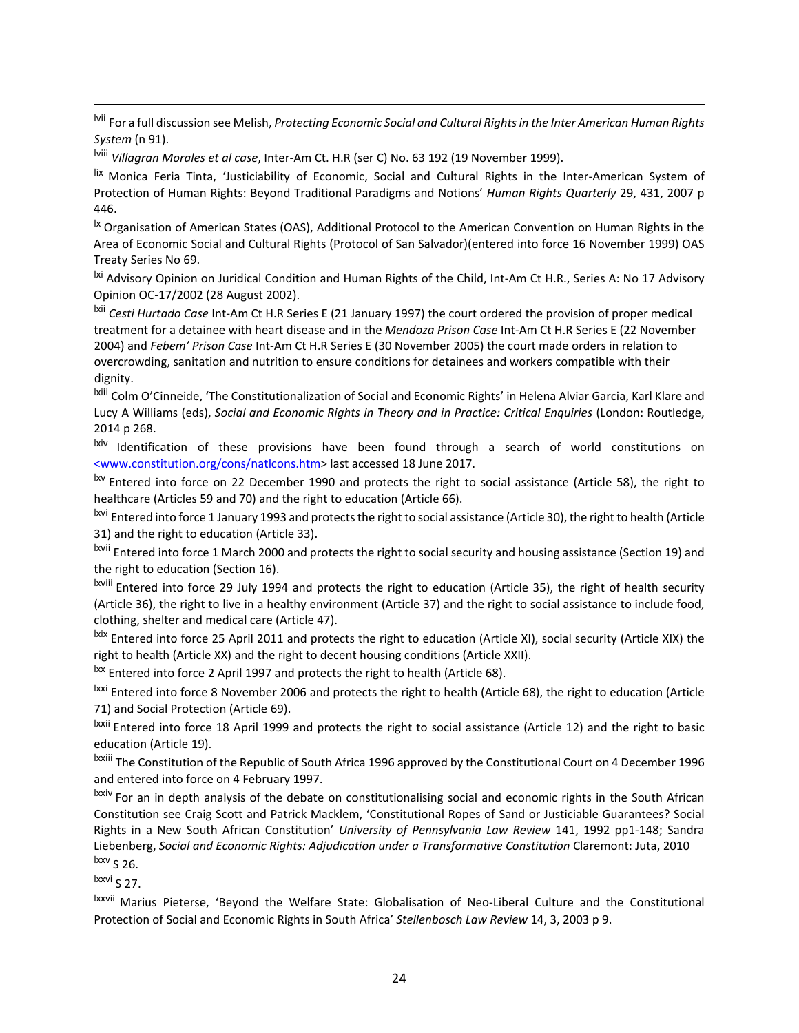[lvii] For a full discussion see Melish, *Protecting Economic Social and Cultural Rights in the Inter American Human Rights System* (n 91).

[lviii] *Villagran Morales et al case*, Inter-Am Ct. H.R (ser C) No. 63 192 (19 November 1999).

[lix] Monica Feria Tinta, 'Justiciability of Economic, Social and Cultural Rights in the Inter-American System of Protection of Human Rights: Beyond Traditional Paradigms and Notions' *Human Rights Quarterly* 29, 431, 2007 p 446.

[lx] Organisation of American States (OAS), Additional Protocol to the American Convention on Human Rights in the Area of Economic Social and Cultural Rights (Protocol of San Salvador)(entered into force 16 November 1999) OAS Treaty Series No 69.

[lxi] Advisory Opinion on Juridical Condition and Human Rights of the Child, Int-Am Ct H.R., Series A: No 17 Advisory Opinion OC-17/2002 (28 August 2002).

[lxii] *Cesti Hurtado Case* Int-Am Ct H.R Series E (21 January 1997) the court ordered the provision of proper medical treatment for a detainee with heart disease and in the *Mendoza Prison Case* Int-Am Ct H.R Series E (22 November 2004) and *Febem' Prison Case* Int-Am Ct H.R Series E (30 November 2005) the court made orders in relation to overcrowding, sanitation and nutrition to ensure conditions for detainees and workers compatible with their dignity.

[lxiii] Colm O'Cinneide, 'The Constitutionalization of Social and Economic Rights' in Helena Alviar Garcia, Karl Klare and Lucy A Williams (eds), *Social and Economic Rights in Theory and in Practice: Critical Enquiries* (London: Routledge, 2014 p 268.

[lxiv] Identification of these provisions have been found through a search of world constitutions on <www.constitution.org/cons/natlcons.htm> last accessed 18 June 2017.

[lxv] Entered into force on 22 December 1990 and protects the right to social assistance (Article 58), the right to healthcare (Articles 59 and 70) and the right to education (Article 66).

[lxvi] Entered into force 1 January 1993 and protects the right to social assistance (Article 30), the right to health (Article 31) and the right to education (Article 33).

[lxvii] Entered into force 1 March 2000 and protects the right to social security and housing assistance (Section 19) and the right to education (Section 16).

[lxviii] Entered into force 29 July 1994 and protects the right to education (Article 35), the right of health security (Article 36), the right to live in a healthy environment (Article 37) and the right to social assistance to include food, clothing, shelter and medical care (Article 47).

[lxix] Entered into force 25 April 2011 and protects the right to education (Article XI), social security (Article XIX) the right to health (Article XX) and the right to decent housing conditions (Article XXII).

[lxx] Entered into force 2 April 1997 and protects the right to health (Article 68).

[lxxi] Entered into force 8 November 2006 and protects the right to health (Article 68), the right to education (Article 71) and Social Protection (Article 69).

[lxxii] Entered into force 18 April 1999 and protects the right to social assistance (Article 12) and the right to basic education (Article 19).

[lxxiii] The Constitution of the Republic of South Africa 1996 approved by the Constitutional Court on 4 December 1996 and entered into force on 4 February 1997.

[lxxiv] For an in depth analysis of the debate on constitutionalising social and economic rights in the South African Constitution see Craig Scott and Patrick Macklem, 'Constitutional Ropes of Sand or Justiciable Guarantees? Social Rights in a New South African Constitution' *University of Pennsylvania Law Review* 141, 1992 pp1-148; Sandra Liebenberg, *Social and Economic Rights: Adjudication under a Transformative Constitution* Claremont: Juta, 2010

[lxxv] S 26.

[lxxvi] S 27.

[lxxvii] Marius Pieterse, 'Beyond the Welfare State: Globalisation of Neo-Liberal Culture and the Constitutional Protection of Social and Economic Rights in South Africa' *Stellenbosch Law Review* 14, 3, 2003 p 9.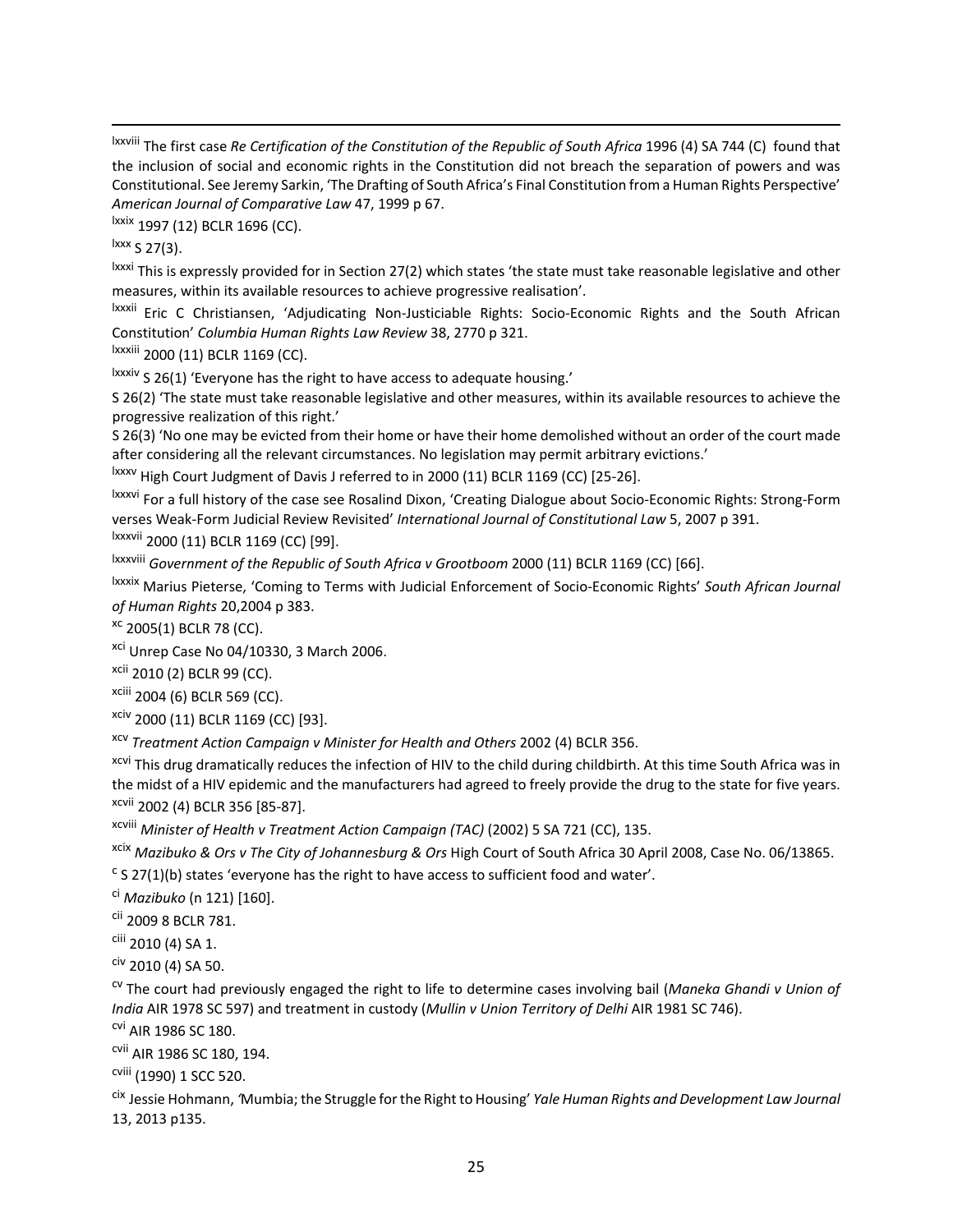[lxxviii] The first case *Re Certification of the Constitution of the Republic of South Africa* 1996 (4) SA 744 (C) found that the inclusion of social and economic rights in the Constitution did not breach the separation of powers and was Constitutional. See Jeremy Sarkin, 'The Drafting of South Africa's Final Constitution from a Human Rights Perspective' *American Journal of Comparative Law* 47, 1999 p 67.

[lxxix] 1997 (12) BCLR 1696 (CC).

[lxxx] S 27(3).

[lxxxi] This is expressly provided for in Section 27(2) which states 'the state must take reasonable legislative and other measures, within its available resources to achieve progressive realisation'.

[lxxxii] Eric C Christiansen, 'Adjudicating Non-Justiciable Rights: Socio-Economic Rights and the South African Constitution' *Columbia Human Rights Law Review* 38, 2770 p 321.

[lxxxiii] 2000 (11) BCLR 1169 (CC).

[lxxxiv] S 26(1) 'Everyone has the right to have access to adequate housing.'

S 26(2) 'The state must take reasonable legislative and other measures, within its available resources to achieve the progressive realization of this right.'

S 26(3) 'No one may be evicted from their home or have their home demolished without an order of the court made after considering all the relevant circumstances. No legislation may permit arbitrary evictions.'

[lxxxv] High Court Judgment of Davis J referred to in 2000 (11) BCLR 1169 (CC) [25-26].

[lxxxvi] For a full history of the case see Rosalind Dixon, 'Creating Dialogue about Socio-Economic Rights: Strong-Form verses Weak-Form Judicial Review Revisited' *International Journal of Constitutional Law* 5, 2007 p 391.

[lxxxvii] 2000 (11) BCLR 1169 (CC) [99].

[lxxxviii] *Government of the Republic of South Africa v Grootboom* 2000 (11) BCLR 1169 (CC) [66].

[lxxxix] Marius Pieterse, 'Coming to Terms with Judicial Enforcement of Socio-Economic Rights' *South African Journal of Human Rights* 20,2004 p 383.

[xc] 2005(1) BCLR 78 (CC).

[xci] Unrep Case No 04/10330, 3 March 2006.

[xcii] 2010 (2) BCLR 99 (CC).

[xciii] 2004 (6) BCLR 569 (CC).

[xciv] 2000 (11) BCLR 1169 (CC) [93].

[xcv] *Treatment Action Campaign v Minister for Health and Others* 2002 (4) BCLR 356.

[xcvi] This drug dramatically reduces the infection of HIV to the child during childbirth. At this time South Africa was in the midst of a HIV epidemic and the manufacturers had agreed to freely provide the drug to the state for five years.

[xcvii] 2002 (4) BCLR 356 [85-87].

[xcviii] *Minister of Health v Treatment Action Campaign (TAC)* (2002) 5 SA 721 (CC), 135.

[xcix] *Mazibuko & Ors v The City of Johannesburg & Ors* High Court of South Africa 30 April 2008, Case No. 06/13865.

[c] S 27(1)(b) states 'everyone has the right to have access to sufficient food and water'.

[ci] *Mazibuko* (n 121) [160].

[cii] 2009 8 BCLR 781.

[ciii] 2010 (4) SA 1.

[civ] 2010 (4) SA 50.

[cv] The court had previously engaged the right to life to determine cases involving bail (*Maneka Ghandi v Union of India* AIR 1978 SC 597) and treatment in custody (*Mullin v Union Territory of Delhi* AIR 1981 SC 746).

[cvi] AIR 1986 SC 180.

[cvii] AIR 1986 SC 180, 194.

[cviii] (1990) 1 SCC 520.

[cix] Jessie Hohmann, 'Mumbia; the Struggle for the Right to Housing' *Yale Human Rights and Development Law Journal* 13, 2013 p135.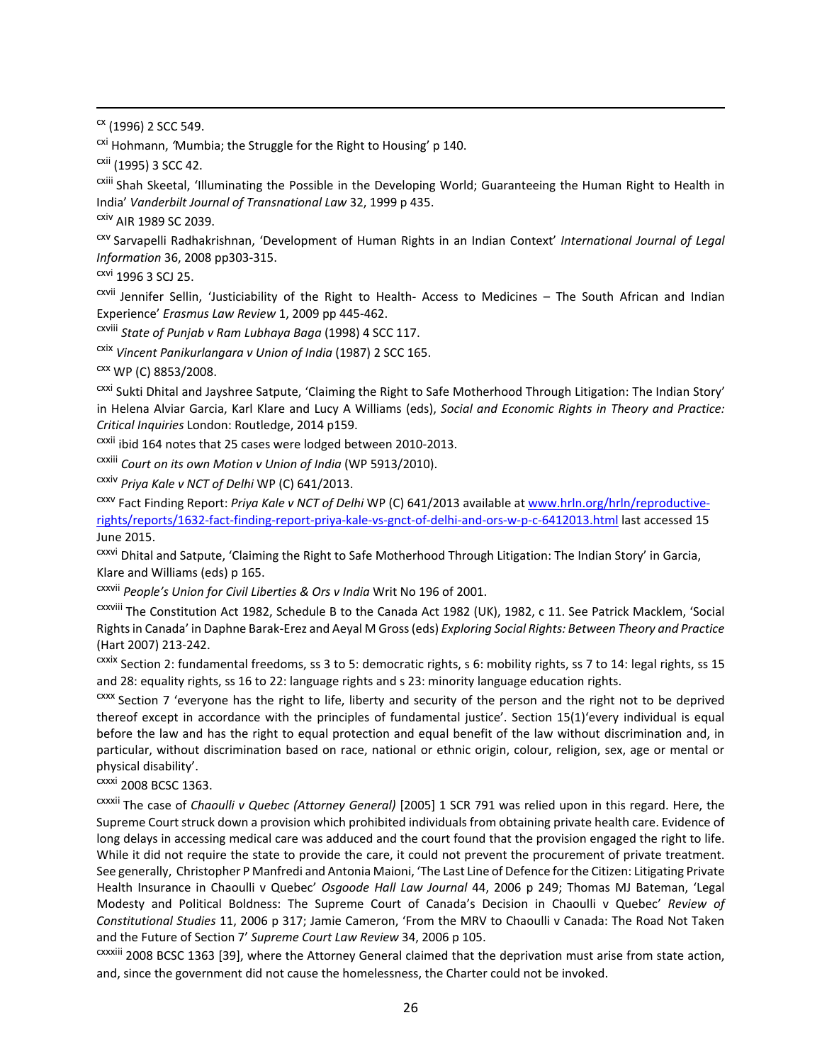[cx] (1996) 2 SCC 549.

[cxi] Hohmann, 'Mumbia; the Struggle for the Right to Housing' p 140.

[cxii] (1995) 3 SCC 42.

[cxiii] Shah Skeetal, 'Illuminating the Possible in the Developing World; Guaranteeing the Human Right to Health in India' *Vanderbilt Journal of Transnational Law* 32, 1999 p 435.

[cxiv] AIR 1989 SC 2039.

[cxv] Sarvapelli Radhakrishnan, 'Development of Human Rights in an Indian Context' *International Journal of Legal Information* 36, 2008 pp303-315.

[cxvi] 1996 3 SCJ 25.

[cxvii] Jennifer Sellin, 'Justiciability of the Right to Health- Access to Medicines – The South African and Indian Experience' *Erasmus Law Review* 1, 2009 pp 445-462.

[cxviii] *State of Punjab v Ram Lubhaya Baga* (1998) 4 SCC 117.

[cxix] *Vincent Panikurlangara v Union of India* (1987) 2 SCC 165.

[cxx] WP (C) 8853/2008.

[cxxi] Sukti Dhital and Jayshree Satpute, 'Claiming the Right to Safe Motherhood Through Litigation: The Indian Story' in Helena Alviar Garcia, Karl Klare and Lucy A Williams (eds), *Social and Economic Rights in Theory and Practice: Critical Inquiries* London: Routledge, 2014 p159.

[cxxii] ibid 164 notes that 25 cases were lodged between 2010-2013.

[cxxiii] *Court on its own Motion v Union of India* (WP 5913/2010).

[cxxiv] *Priya Kale v NCT of Delhi* WP (C) 641/2013.

[cxxv] Fact Finding Report: *Priya Kale v NCT of Delhi* WP (C) 641/2013 available at www.hrln.org/hrln/reproductive-rights/reports/1632-fact-finding-report-priya-kale-vs-gnct-of-delhi-and-ors-w-p-c-6412013.html last accessed 15 June 2015.

[cxxvi] Dhital and Satpute, 'Claiming the Right to Safe Motherhood Through Litigation: The Indian Story' in Garcia, Klare and Williams (eds) p 165.

[cxxvii] *People's Union for Civil Liberties & Ors v India* Writ No 196 of 2001.

[cxxviii] The Constitution Act 1982, Schedule B to the Canada Act 1982 (UK), 1982, c 11. See Patrick Macklem, 'Social Rights in Canada' in Daphne Barak-Erez and Aeyal M Gross (eds) *Exploring Social Rights: Between Theory and Practice* (Hart 2007) 213-242.

[cxxix] Section 2: fundamental freedoms, ss 3 to 5: democratic rights, s 6: mobility rights, ss 7 to 14: legal rights, ss 15 and 28: equality rights, ss 16 to 22: language rights and s 23: minority language education rights.

[cxxx] Section 7 'everyone has the right to life, liberty and security of the person and the right not to be deprived thereof except in accordance with the principles of fundamental justice'. Section 15(1)'every individual is equal before the law and has the right to equal protection and equal benefit of the law without discrimination and, in particular, without discrimination based on race, national or ethnic origin, colour, religion, sex, age or mental or physical disability'.

[cxxxi] 2008 BCSC 1363.

[cxxxii] The case of *Chaoulli v Quebec (Attorney General)* [2005] 1 SCR 791 was relied upon in this regard. Here, the Supreme Court struck down a provision which prohibited individuals from obtaining private health care. Evidence of long delays in accessing medical care was adduced and the court found that the provision engaged the right to life. While it did not require the state to provide the care, it could not prevent the procurement of private treatment. See generally, Christopher P Manfredi and Antonia Maioni, 'The Last Line of Defence for the Citizen: Litigating Private Health Insurance in Chaoulli v Quebec' *Osgoode Hall Law Journal* 44, 2006 p 249; Thomas MJ Bateman, 'Legal Modesty and Political Boldness: The Supreme Court of Canada's Decision in Chaoulli v Quebec' *Review of Constitutional Studies* 11, 2006 p 317; Jamie Cameron, 'From the MRV to Chaoulli v Canada: The Road Not Taken and the Future of Section 7' *Supreme Court Law Review* 34, 2006 p 105.

[cxxxiii] 2008 BCSC 1363 [39], where the Attorney General claimed that the deprivation must arise from state action, and, since the government did not cause the homelessness, the Charter could not be invoked.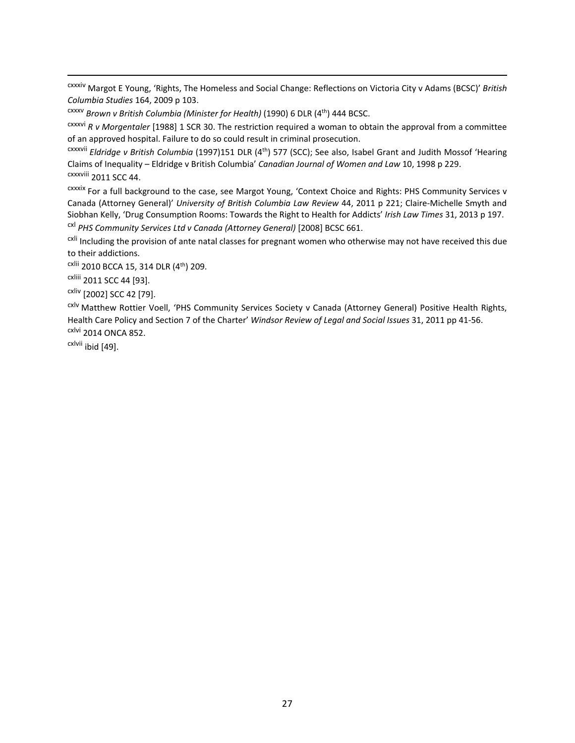[cxxxiv] Margot E Young, 'Rights, The Homeless and Social Change: Reflections on Victoria City v Adams (BCSC)' *British Columbia Studies* 164, 2009 p 103.

[cxxxv] *Brown v British Columbia (Minister for Health)* (1990) 6 DLR (4th) 444 BCSC.

[cxxxvi] *R v Morgentaler* [1988] 1 SCR 30. The restriction required a woman to obtain the approval from a committee of an approved hospital. Failure to do so could result in criminal prosecution.

[cxxxvii] *Eldridge v British Columbia* (1997)151 DLR (4th) 577 (SCC); See also, Isabel Grant and Judith Mossof 'Hearing Claims of Inequality – Eldridge v British Columbia' *Canadian Journal of Women and Law* 10, 1998 p 229.

[cxxxviii] 2011 SCC 44.

[cxxxix] For a full background to the case, see Margot Young, 'Context Choice and Rights: PHS Community Services v Canada (Attorney General)' *University of British Columbia Law Review* 44, 2011 p 221; Claire-Michelle Smyth and Siobhan Kelly, 'Drug Consumption Rooms: Towards the Right to Health for Addicts' *Irish Law Times* 31, 2013 p 197.

[cxl] *PHS Community Services Ltd v Canada (Attorney General)* [2008] BCSC 661.

[cxli] Including the provision of ante natal classes for pregnant women who otherwise may not have received this due to their addictions.

[cxlii] 2010 BCCA 15, 314 DLR (4th) 209.

[cxliii] 2011 SCC 44 [93].

[cxliv] [2002] SCC 42 [79].

[cxlv] Matthew Rottier Voell, 'PHS Community Services Society v Canada (Attorney General) Positive Health Rights, Health Care Policy and Section 7 of the Charter' *Windsor Review of Legal and Social Issues* 31, 2011 pp 41-56.

[cxlvi] 2014 ONCA 852.

[cxlvii] ibid [49].